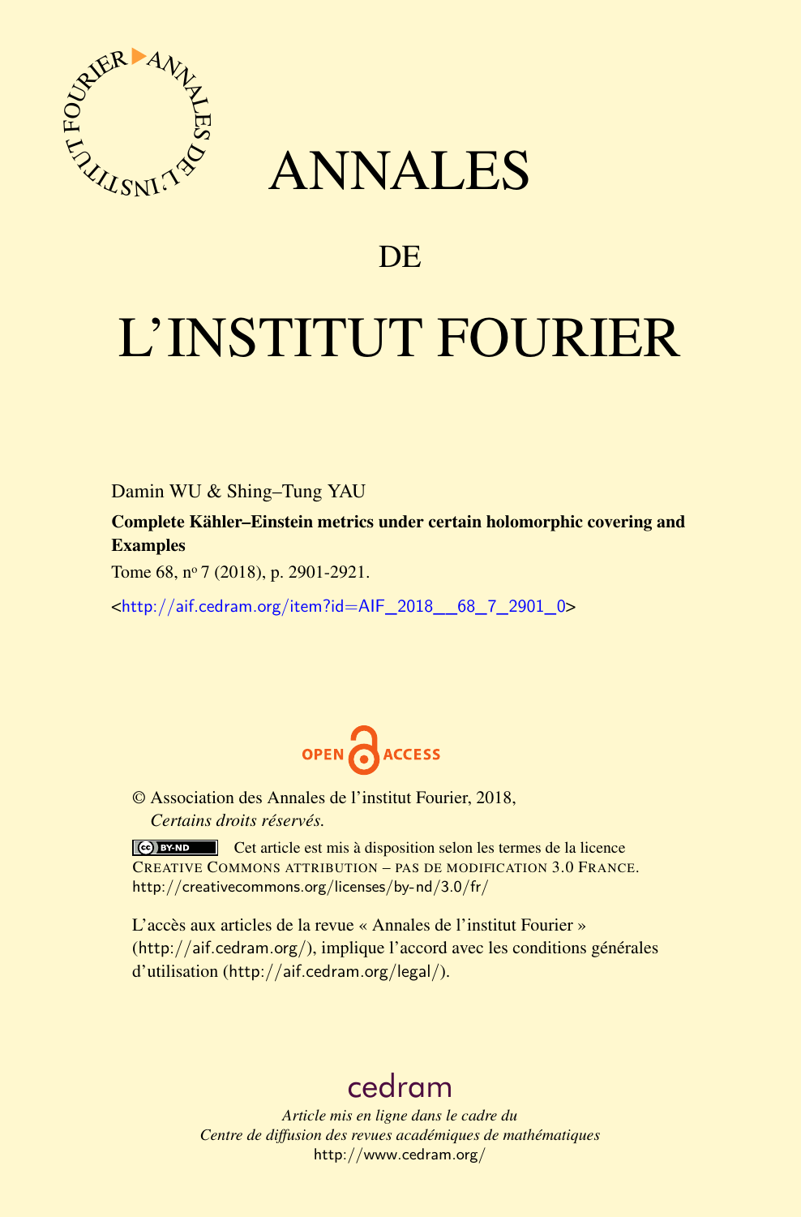# ANNALES

# DE

# L'INSTITUT FOURIER

Damin WU & Shing–Tung YAU

**Complete Kähler–Einstein metrics under certain holomorphic covering and Examples**

Tome 68, n^o 7 (2018), p. 2901-2921.

<http://aif.cedram.org/item?id=AIF_2018__68_7_2901_0>

OPEN ACCESS

© Association des Annales de l'institut Fourier, 2018,
*Certains droits réservés.*

Cet article est mis à disposition selon les termes de la licence CREATIVE COMMONS ATTRIBUTION – PAS DE MODIFICATION 3.0 FRANCE.
http://creativecommons.org/licenses/by-nd/3.0/fr/

L'accès aux articles de la revue « Annales de l'institut Fourier » (http://aif.cedram.org/), implique l'accord avec les conditions générales d'utilisation (http://aif.cedram.org/legal/).

cedram

*Article mis en ligne dans le cadre du*
*Centre de diffusion des revues académiques de mathématiques*
http://www.cedram.org/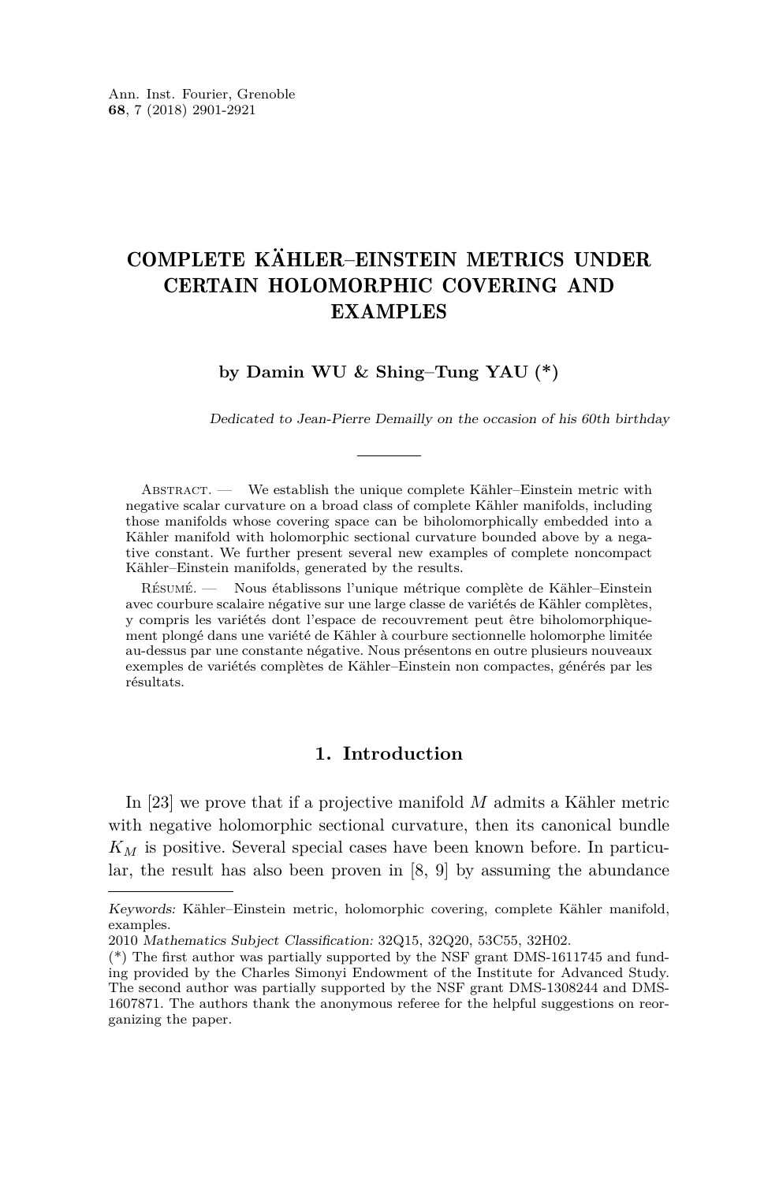# COMPLETE KÄHLER–EINSTEIN METRICS UNDER CERTAIN HOLOMORPHIC COVERING AND EXAMPLES

**by Damin WU & Shing–Tung YAU (*)**

*Dedicated to Jean-Pierre Demailly on the occasion of his 60th birthday*

Abstract. — We establish the unique complete Kähler–Einstein metric with negative scalar curvature on a broad class of complete Kähler manifolds, including those manifolds whose covering space can be biholomorphically embedded into a Kähler manifold with holomorphic sectional curvature bounded above by a negative constant. We further present several new examples of complete noncompact Kähler–Einstein manifolds, generated by the results.

Résumé. — Nous établissons l'unique métrique complète de Kähler–Einstein avec courbure scalaire négative sur une large classe de variétés de Kähler complètes, y compris les variétés dont l'espace de recouvrement peut être biholomorphiquement plongé dans une variété de Kähler à courbure sectionnelle holomorphe limitée au-dessus par une constante négative. Nous présentons en outre plusieurs nouveaux exemples de variétés complètes de Kähler–Einstein non compactes, générés par les résultats.

## 1. Introduction

In [23] we prove that if a projective manifold $M$ admits a Kähler metric with negative holomorphic sectional curvature, then its canonical bundle $K_M$ is positive. Several special cases have been known before. In particular, the result has also been proven in [8, 9] by assuming the abundance

---

*Keywords:* Kähler–Einstein metric, holomorphic covering, complete Kähler manifold, examples.

2010 *Mathematics Subject Classification:* 32Q15, 32Q20, 53C55, 32H02.

(*) The first author was partially supported by the NSF grant DMS-1611745 and funding provided by the Charles Simonyi Endowment of the Institute for Advanced Study. The second author was partially supported by the NSF grant DMS-1308244 and DMS-1607871. The authors thank the anonymous referee for the helpful suggestions on reorganizing the paper.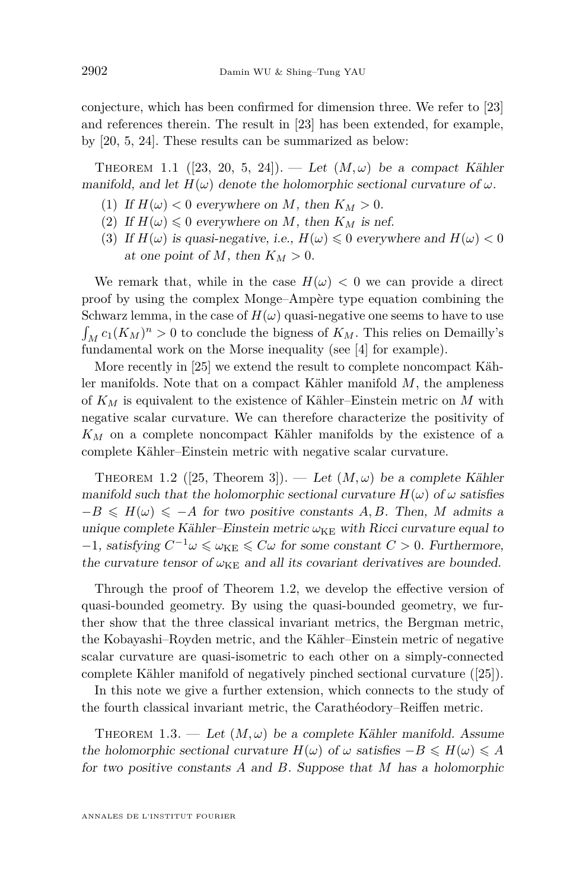conjecture, which has been confirmed for dimension three. We refer to [23] and references therein. The result in [23] has been extended, for example, by [20, 5, 24]. These results can be summarized as below:

Theorem 1.1 ([23, 20, 5, 24]). — *Let $(M, \omega)$ be a compact Kähler manifold, and let $H(\omega)$ denote the holomorphic sectional curvature of $\omega$.*

1. *If $H(\omega) < 0$ everywhere on $M$, then $K_M > 0$.*
2. *If $H(\omega) \leqslant 0$ everywhere on $M$, then $K_M$ is nef.*
3. *If $H(\omega)$ is quasi-negative, i.e., $H(\omega) \leqslant 0$ everywhere and $H(\omega) < 0$ at one point of $M$, then $K_M > 0$.*

We remark that, while in the case $H(\omega) < 0$ we can provide a direct proof by using the complex Monge–Ampère type equation combining the Schwarz lemma, in the case of $H(\omega)$ quasi-negative one seems to have to use $\int_M c_1(K_M)^n > 0$ to conclude the bigness of $K_M$. This relies on Demailly's fundamental work on the Morse inequality (see [4] for example).

More recently in [25] we extend the result to complete noncompact Kähler manifolds. Note that on a compact Kähler manifold $M$, the ampleness of $K_M$ is equivalent to the existence of Kähler–Einstein metric on $M$ with negative scalar curvature. We can therefore characterize the positivity of $K_M$ on a complete noncompact Kähler manifolds by the existence of a complete Kähler–Einstein metric with negative scalar curvature.

Theorem 1.2 ([25, Theorem 3]). — *Let $(M, \omega)$ be a complete Kähler manifold such that the holomorphic sectional curvature $H(\omega)$ of $\omega$ satisfies $-B \leqslant H(\omega) \leqslant -A$ for two positive constants $A, B$. Then, $M$ admits a unique complete Kähler–Einstein metric $\omega_{\mathrm{KE}}$ with Ricci curvature equal to $-1$, satisfying $C^{-1}\omega \leqslant \omega_{\mathrm{KE}} \leqslant C\omega$ for some constant $C > 0$. Furthermore, the curvature tensor of $\omega_{\mathrm{KE}}$ and all its covariant derivatives are bounded.*

Through the proof of Theorem 1.2, we develop the effective version of quasi-bounded geometry. By using the quasi-bounded geometry, we further show that the three classical invariant metrics, the Bergman metric, the Kobayashi–Royden metric, and the Kähler–Einstein metric of negative scalar curvature are quasi-isometric to each other on a simply-connected complete Kähler manifold of negatively pinched sectional curvature ([25]).

In this note we give a further extension, which connects to the study of the fourth classical invariant metric, the Carathéodory–Reiffen metric.

Theorem 1.3. — *Let $(M, \omega)$ be a complete Kähler manifold. Assume the holomorphic sectional curvature $H(\omega)$ of $\omega$ satisfies $-B \leqslant H(\omega) \leqslant A$ for two positive constants $A$ and $B$. Suppose that $M$ has a holomorphic*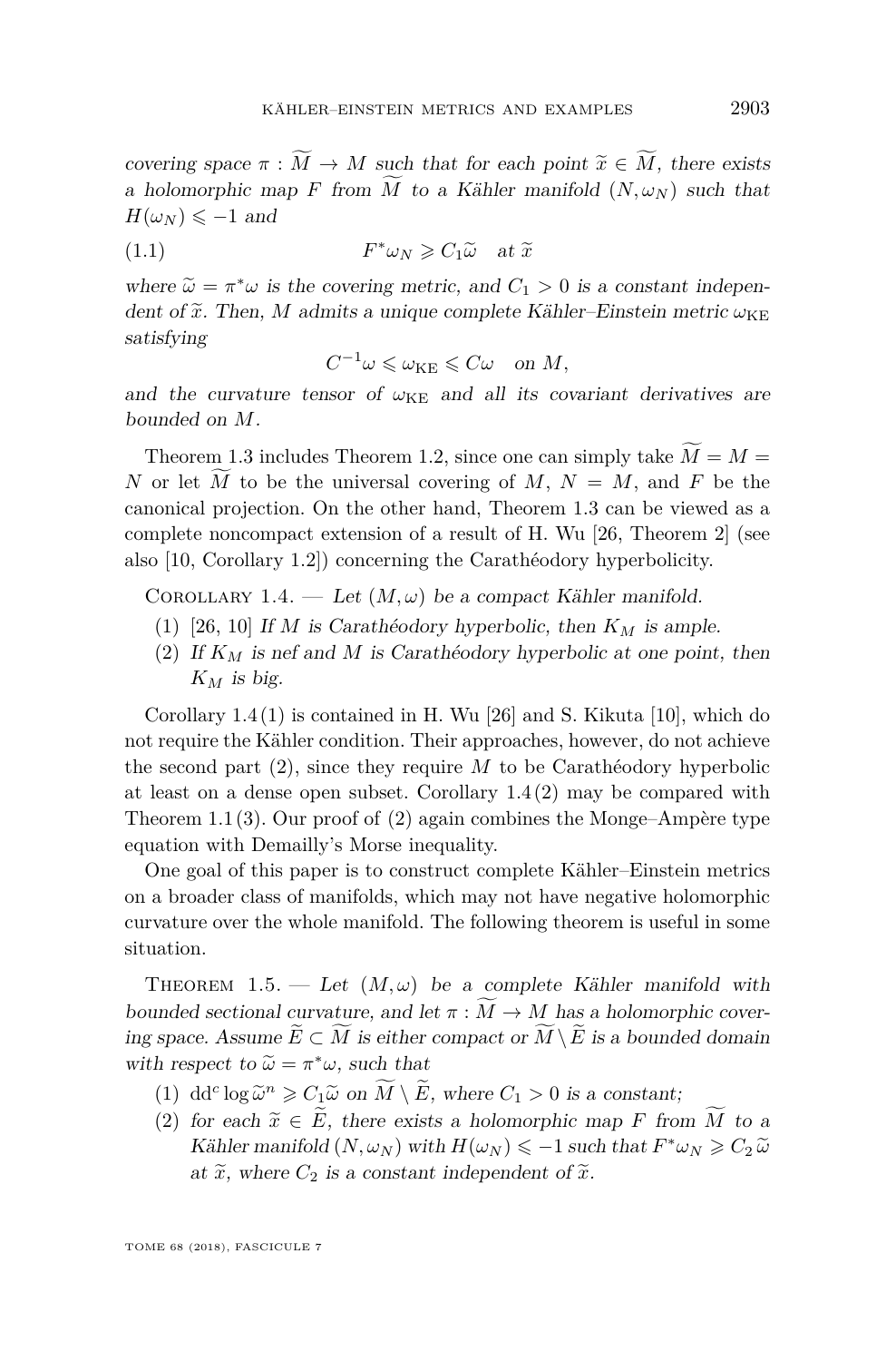*covering space $\pi : \widetilde{M} \to M$ such that for each point $\widetilde{x} \in \widetilde{M}$, there exists a holomorphic map $F$ from $\widetilde{M}$ to a Kähler manifold $(N, \omega_N)$ such that $H(\omega_N) \leqslant -1$ and*

$$F^*\omega_N \geqslant C_1 \widetilde{\omega} \quad \text{at } \widetilde{x} \tag{1.1}$$

*where $\widetilde{\omega} = \pi^*\omega$ is the covering metric, and $C_1 > 0$ is a constant independent of $\widetilde{x}$. Then, $M$ admits a unique complete Kähler–Einstein metric $\omega_{\mathrm{KE}}$ satisfying*

$$C^{-1}\omega \leqslant \omega_{\mathrm{KE}} \leqslant C\omega \quad \text{on } M,$$

*and the curvature tensor of $\omega_{\mathrm{KE}}$ and all its covariant derivatives are bounded on $M$.*

Theorem 1.3 includes Theorem 1.2, since one can simply take $\widetilde{M} = M = N$ or let $\widetilde{M}$ to be the universal covering of $M$, $N = M$, and $F$ be the canonical projection. On the other hand, Theorem 1.3 can be viewed as a complete noncompact extension of a result of H. Wu [26, Theorem 2] (see also [10, Corollary 1.2]) concerning the Carathéodory hyperbolicity.

Corollary 1.4. — *Let $(M, \omega)$ be a compact Kähler manifold.*

(1) [26, 10] *If $M$ is Carathéodory hyperbolic, then $K_M$ is ample.*
(2) *If $K_M$ is nef and $M$ is Carathéodory hyperbolic at one point, then $K_M$ is big.*

Corollary 1.4(1) is contained in H. Wu [26] and S. Kikuta [10], which do not require the Kähler condition. Their approaches, however, do not achieve the second part (2), since they require $M$ to be Carathéodory hyperbolic at least on a dense open subset. Corollary 1.4(2) may be compared with Theorem 1.1(3). Our proof of (2) again combines the Monge–Ampère type equation with Demailly's Morse inequality.

One goal of this paper is to construct complete Kähler–Einstein metrics on a broader class of manifolds, which may not have negative holomorphic curvature over the whole manifold. The following theorem is useful in some situation.

Theorem 1.5. — *Let $(M, \omega)$ be a complete Kähler manifold with bounded sectional curvature, and let $\pi : \widetilde{M} \to M$ has a holomorphic covering space. Assume $\widetilde{E} \subset \widetilde{M}$ is either compact or $\widetilde{M} \setminus \widetilde{E}$ is a bounded domain with respect to $\widetilde{\omega} = \pi^*\omega$, such that*

(1) *$\mathrm{dd}^c \log \widetilde{\omega}^n \geqslant C_1 \widetilde{\omega}$ on $\widetilde{M} \setminus \widetilde{E}$, where $C_1 > 0$ is a constant;*
(2) *for each $\widetilde{x} \in \widetilde{E}$, there exists a holomorphic map $F$ from $\widetilde{M}$ to a Kähler manifold $(N, \omega_N)$ with $H(\omega_N) \leqslant -1$ such that $F^*\omega_N \geqslant C_2 \widetilde{\omega}$ at $\widetilde{x}$, where $C_2$ is a constant independent of $\widetilde{x}$.*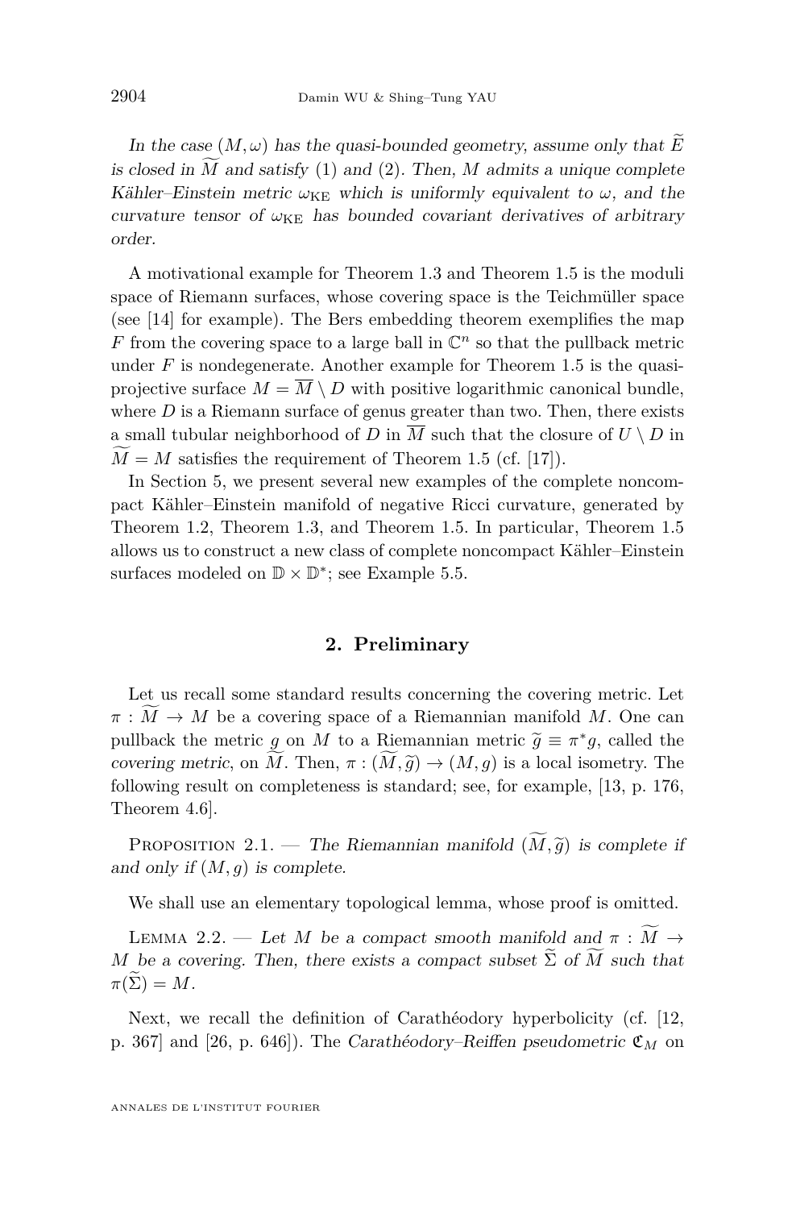*In the case $(M,\omega)$ has the quasi-bounded geometry, assume only that $\widetilde{E}$ is closed in $\widetilde{M}$ and satisfy* (1) *and* (2)*. Then, $M$ admits a unique complete Kähler–Einstein metric $\omega_{\mathrm{KE}}$ which is uniformly equivalent to $\omega$, and the curvature tensor of $\omega_{\mathrm{KE}}$ has bounded covariant derivatives of arbitrary order.*

A motivational example for Theorem 1.3 and Theorem 1.5 is the moduli space of Riemann surfaces, whose covering space is the Teichmüller space (see [14] for example). The Bers embedding theorem exemplifies the map $F$ from the covering space to a large ball in $\mathbb{C}^n$ so that the pullback metric under $F$ is nondegenerate. Another example for Theorem 1.5 is the quasi-projective surface $M = \overline{M} \setminus D$ with positive logarithmic canonical bundle, where $D$ is a Riemann surface of genus greater than two. Then, there exists a small tubular neighborhood of $D$ in $\overline{M}$ such that the closure of $U \setminus D$ in $\widetilde{M} = M$ satisfies the requirement of Theorem 1.5 (cf. [17]).

In Section 5, we present several new examples of the complete noncompact Kähler–Einstein manifold of negative Ricci curvature, generated by Theorem 1.2, Theorem 1.3, and Theorem 1.5. In particular, Theorem 1.5 allows us to construct a new class of complete noncompact Kähler–Einstein surfaces modeled on $\mathbb{D} \times \mathbb{D}^*$; see Example 5.5.

## 2. Preliminary

Let us recall some standard results concerning the covering metric. Let $\pi : \widetilde{M} \to M$ be a covering space of a Riemannian manifold $M$. One can pullback the metric $g$ on $M$ to a Riemannian metric $\widetilde{g} \equiv \pi^* g$, called the *covering metric*, on $\widetilde{M}$. Then, $\pi : (\widetilde{M}, \widetilde{g}) \to (M, g)$ is a local isometry. The following result on completeness is standard; see, for example, [13, p. 176, Theorem 4.6].

Proposition 2.1. — *The Riemannian manifold $(\widetilde{M}, \widetilde{g})$ is complete if and only if $(M, g)$ is complete.*

We shall use an elementary topological lemma, whose proof is omitted.

Lemma 2.2. — *Let $M$ be a compact smooth manifold and $\pi : \widetilde{M} \to M$ be a covering. Then, there exists a compact subset $\widetilde{\Sigma}$ of $\widetilde{M}$ such that $\pi(\widetilde{\Sigma}) = M$.*

Next, we recall the definition of Carathéodory hyperbolicity (cf. [12, p. 367] and [26, p. 646]). The *Carathéodory–Reiffen pseudometric* $\mathfrak{C}_M$ on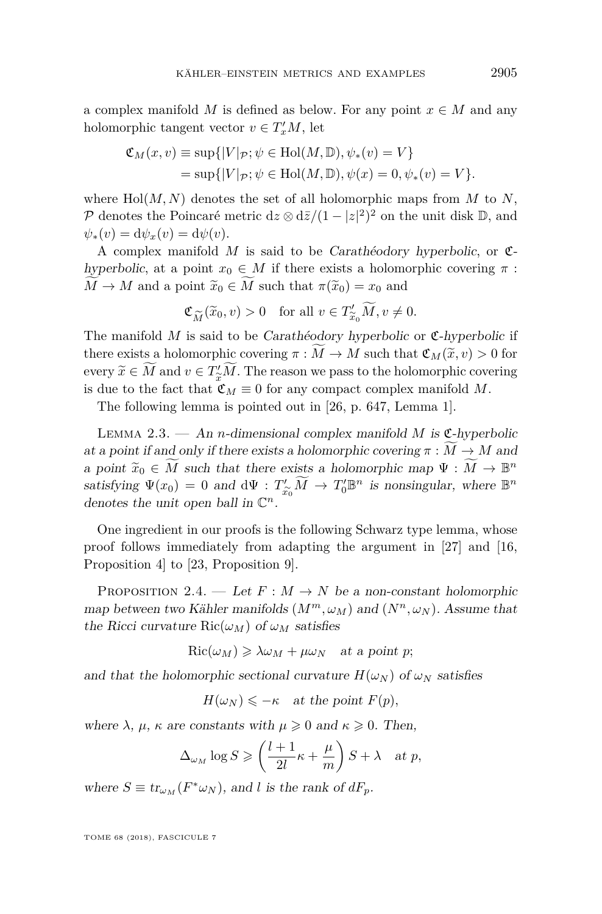a complex manifold $M$ is defined as below. For any point $x \in M$ and any holomorphic tangent vector $v \in T'_x M$, let

$$\begin{aligned}\mathfrak{C}_M(x, v) &\equiv \sup\{|V|_{\mathcal{P}}; \psi \in \mathrm{Hol}(M, \mathbb{D}), \psi_*(v) = V\} \\ &= \sup\{|V|_{\mathcal{P}}; \psi \in \mathrm{Hol}(M, \mathbb{D}), \psi(x) = 0, \psi_*(v) = V\}.\end{aligned}$$

where $\mathrm{Hol}(M, N)$ denotes the set of all holomorphic maps from $M$ to $N$, $\mathcal{P}$ denotes the Poincaré metric $\mathrm{d}z \otimes \mathrm{d}\bar{z}/(1 - |z|^2)^2$ on the unit disk $\mathbb{D}$, and $\psi_*(v) = \mathrm{d}\psi_x(v) = \mathrm{d}\psi(v)$.

A complex manifold $M$ is said to be *Carathéodory hyperbolic*, or *$\mathfrak{C}$-hyperbolic*, at a point $x_0 \in M$ if there exists a holomorphic covering $\pi : \widetilde{M} \to M$ and a point $\widetilde{x}_0 \in \widetilde{M}$ such that $\pi(\widetilde{x}_0) = x_0$ and

$$\mathfrak{C}_{\widetilde{M}}(\widetilde{x}_0, v) > 0 \quad \text{for all } v \in T'_{\widetilde{x}_0}\widetilde{M}, v \neq 0.$$

The manifold $M$ is said to be *Carathéodory hyperbolic* or *$\mathfrak{C}$-hyperbolic* if there exists a holomorphic covering $\pi : \widetilde{M} \to M$ such that $\mathfrak{C}_M(\widetilde{x}, v) > 0$ for every $\widetilde{x} \in \widetilde{M}$ and $v \in T'_{\widetilde{x}}\widetilde{M}$. The reason we pass to the holomorphic covering is due to the fact that $\mathfrak{C}_M \equiv 0$ for any compact complex manifold $M$.

The following lemma is pointed out in [26, p. 647, Lemma 1].

Lemma 2.3. — *An $n$-dimensional complex manifold $M$ is $\mathfrak{C}$-hyperbolic at a point if and only if there exists a holomorphic covering $\pi : \widetilde{M} \to M$ and a point $\widetilde{x}_0 \in \widetilde{M}$ such that there exists a holomorphic map $\Psi : \widetilde{M} \to \mathbb{B}^n$ satisfying $\Psi(x_0) = 0$ and $\mathrm{d}\Psi : T'_{\widetilde{x}_0}\widetilde{M} \to T'_0\mathbb{B}^n$ is nonsingular, where $\mathbb{B}^n$ denotes the unit open ball in $\mathbb{C}^n$.*

One ingredient in our proofs is the following Schwarz type lemma, whose proof follows immediately from adapting the argument in [27] and [16, Proposition 4] to [23, Proposition 9].

Proposition 2.4. — *Let $F : M \to N$ be a non-constant holomorphic map between two Kähler manifolds $(M^m, \omega_M)$ and $(N^n, \omega_N)$. Assume that the Ricci curvature $\mathrm{Ric}(\omega_M)$ of $\omega_M$ satisfies*

$$\mathrm{Ric}(\omega_M) \geqslant \lambda\omega_M + \mu\omega_N \quad \text{at a point } p;$$

*and that the holomorphic sectional curvature $H(\omega_N)$ of $\omega_N$ satisfies*

$$H(\omega_N) \leqslant -\kappa \quad \text{at the point } F(p),$$

*where $\lambda$, $\mu$, $\kappa$ are constants with $\mu \geqslant 0$ and $\kappa \geqslant 0$. Then,*

$$\Delta_{\omega_M} \log S \geqslant \left(\frac{l+1}{2l}\kappa + \frac{\mu}{m}\right) S + \lambda \quad \text{at } p,$$

*where $S \equiv tr_{\omega_M}(F^*\omega_N)$, and $l$ is the rank of $dF_p$.*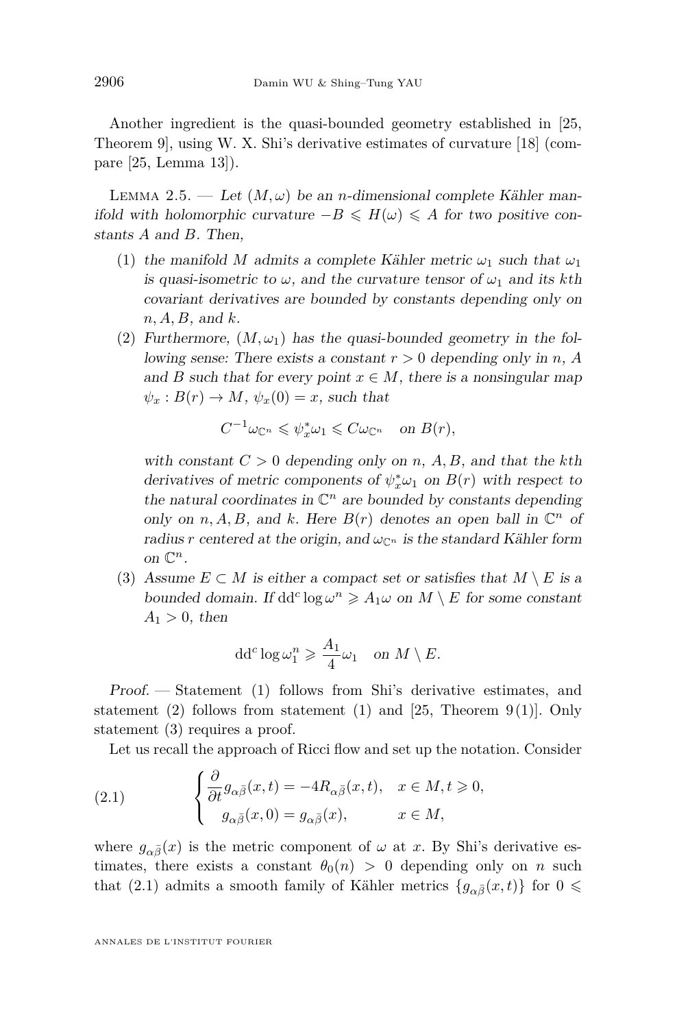Another ingredient is the quasi-bounded geometry established in [25, Theorem 9], using W. X. Shi's derivative estimates of curvature [18] (compare [25, Lemma 13]).

Lemma 2.5. — *Let $(M, \omega)$ be an $n$-dimensional complete Kähler manifold with holomorphic curvature $-B \leqslant H(\omega) \leqslant A$ for two positive constants $A$ and $B$. Then,*

1. *the manifold $M$ admits a complete Kähler metric $\omega_1$ such that $\omega_1$ is quasi-isometric to $\omega$, and the curvature tensor of $\omega_1$ and its $k$th covariant derivatives are bounded by constants depending only on $n, A, B$, and $k$.*
2. *Furthermore, $(M, \omega_1)$ has the quasi-bounded geometry in the following sense: There exists a constant $r > 0$ depending only in $n$, $A$ and $B$ such that for every point $x \in M$, there is a nonsingular map $\psi_x : B(r) \to M$, $\psi_x(0) = x$, such that*

$$C^{-1}\omega_{\mathbb{C}^n} \leqslant \psi_x^* \omega_1 \leqslant C\omega_{\mathbb{C}^n} \quad \text{on } B(r),$$

   *with constant $C > 0$ depending only on $n$, $A, B$, and that the $k$th derivatives of metric components of $\psi_x^*\omega_1$ on $B(r)$ with respect to the natural coordinates in $\mathbb{C}^n$ are bounded by constants depending only on $n, A, B$, and $k$. Here $B(r)$ denotes an open ball in $\mathbb{C}^n$ of radius $r$ centered at the origin, and $\omega_{\mathbb{C}^n}$ is the standard Kähler form on $\mathbb{C}^n$.*
3. *Assume $E \subset M$ is either a compact set or satisfies that $M \setminus E$ is a bounded domain. If $\mathrm{dd}^c \log \omega^n \geqslant A_1 \omega$ on $M \setminus E$ for some constant $A_1 > 0$, then*

$$\mathrm{dd}^c \log \omega_1^n \geqslant \frac{A_1}{4}\omega_1 \quad \text{on } M \setminus E.$$

*Proof.* — Statement (1) follows from Shi's derivative estimates, and statement (2) follows from statement (1) and [25, Theorem 9(1)]. Only statement (3) requires a proof.

Let us recall the approach of Ricci flow and set up the notation. Consider

$$\begin{cases} \dfrac{\partial}{\partial t} g_{\alpha\bar{\beta}}(x,t) = -4R_{\alpha\bar{\beta}}(x,t), & x \in M, t \geqslant 0, \\ \quad g_{\alpha\bar{\beta}}(x,0) = g_{\alpha\bar{\beta}}(x), & x \in M, \end{cases} \tag{2.1}$$

where $g_{\alpha\bar{\beta}}(x)$ is the metric component of $\omega$ at $x$. By Shi's derivative estimates, there exists a constant $\theta_0(n) > 0$ depending only on $n$ such that (2.1) admits a smooth family of Kähler metrics $\{g_{\alpha\bar{\beta}}(x,t)\}$ for $0 \leqslant$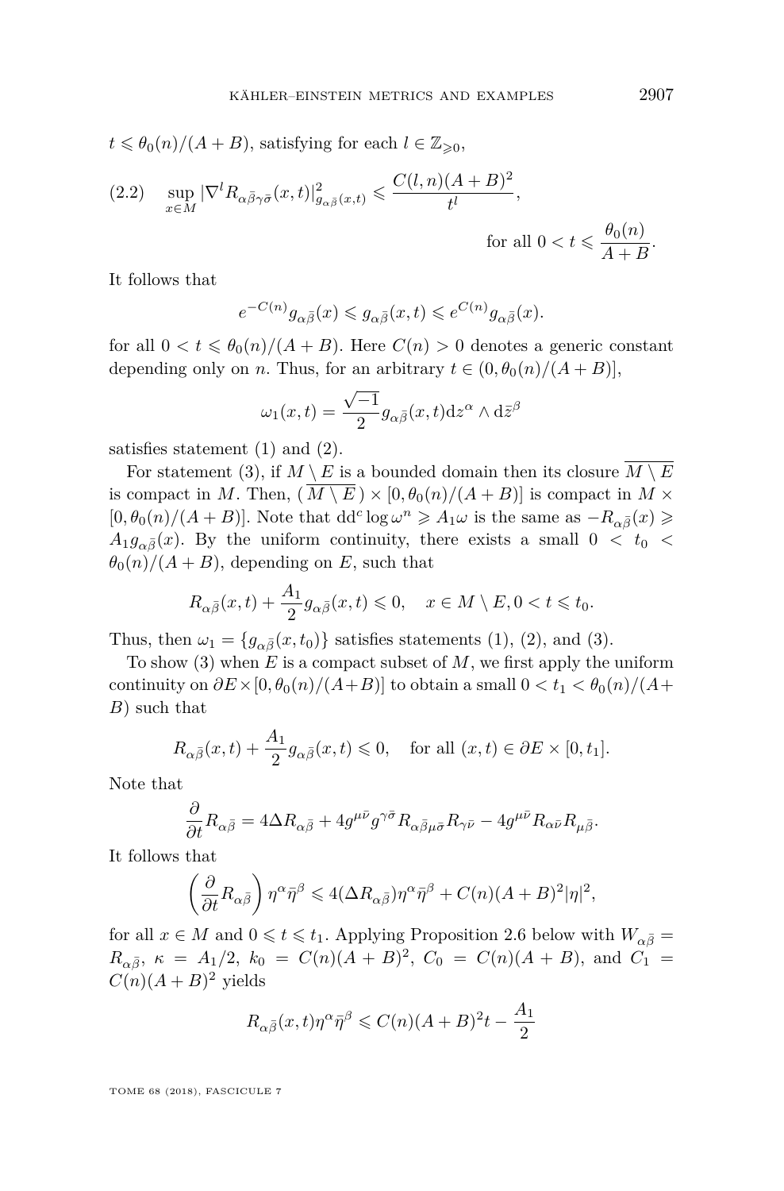$t \leqslant \theta_0(n)/(A+B)$, satisfying for each $l \in \mathbb{Z}_{\geqslant 0}$,

$$\sup_{x\in M} |\nabla^l R_{\alpha\bar\beta\gamma\bar\sigma}(x,t)|^2_{g_{\alpha\bar\beta}(x,t)} \leqslant \frac{C(l,n)(A+B)^2}{t^l}, \quad \text{for all } 0 < t \leqslant \frac{\theta_0(n)}{A+B}. \tag{2.2}$$

It follows that

$$e^{-C(n)} g_{\alpha\bar\beta}(x) \leqslant g_{\alpha\bar\beta}(x,t) \leqslant e^{C(n)} g_{\alpha\bar\beta}(x).$$

for all $0 < t \leqslant \theta_0(n)/(A+B)$. Here $C(n) > 0$ denotes a generic constant depending only on $n$. Thus, for an arbitrary $t \in (0, \theta_0(n)/(A+B)]$,

$$\omega_1(x,t) = \frac{\sqrt{-1}}{2} g_{\alpha\bar\beta}(x,t) \mathrm{d}z^\alpha \wedge \mathrm{d}\bar z^\beta$$

satisfies statement (1) and (2).

For statement (3), if $M \setminus E$ is a bounded domain then its closure $\overline{M\setminus E}$ is compact in $M$. Then, $(\overline{M\setminus E}) \times [0, \theta_0(n)/(A+B)]$ is compact in $M \times [0, \theta_0(n)/(A+B)]$. Note that $\mathrm{dd}^c \log \omega^n \geqslant A_1 \omega$ is the same as $-R_{\alpha\bar\beta}(x) \geqslant A_1 g_{\alpha\bar\beta}(x)$. By the uniform continuity, there exists a small $0 < t_0 < \theta_0(n)/(A+B)$, depending on $E$, such that

$$R_{\alpha\bar\beta}(x,t) + \frac{A_1}{2} g_{\alpha\bar\beta}(x,t) \leqslant 0, \quad x \in M\setminus E, 0 < t \leqslant t_0.$$

Thus, then $\omega_1 = \{g_{\alpha\bar\beta}(x,t_0)\}$ satisfies statements (1), (2), and (3).

To show (3) when $E$ is a compact subset of $M$, we first apply the uniform continuity on $\partial E \times [0, \theta_0(n)/(A+B)]$ to obtain a small $0 < t_1 < \theta_0(n)/(A+B)$ such that

$$R_{\alpha\bar\beta}(x,t) + \frac{A_1}{2} g_{\alpha\bar\beta}(x,t) \leqslant 0, \quad \text{for all } (x,t) \in \partial E \times [0, t_1].$$

Note that

$$\frac{\partial}{\partial t} R_{\alpha\bar\beta} = 4\Delta R_{\alpha\bar\beta} + 4 g^{\mu\bar\nu} g^{\gamma\bar\sigma} R_{\alpha\bar\beta\mu\bar\sigma} R_{\gamma\bar\nu} - 4 g^{\mu\bar\nu} R_{\alpha\bar\nu} R_{\mu\bar\beta}.$$

It follows that

$$\left(\frac{\partial}{\partial t} R_{\alpha\bar\beta}\right) \eta^\alpha \bar\eta^\beta \leqslant 4(\Delta R_{\alpha\bar\beta})\eta^\alpha\bar\eta^\beta + C(n)(A+B)^2 |\eta|^2,$$

for all $x \in M$ and $0 \leqslant t \leqslant t_1$. Applying Proposition 2.6 below with $W_{\alpha\bar\beta} = R_{\alpha\bar\beta}$, $\kappa = A_1/2$, $k_0 = C(n)(A+B)^2$, $C_0 = C(n)(A+B)$, and $C_1 = C(n)(A+B)^2$ yields

$$R_{\alpha\bar\beta}(x,t)\eta^\alpha\bar\eta^\beta \leqslant C(n)(A+B)^2 t - \frac{A_1}{2}$$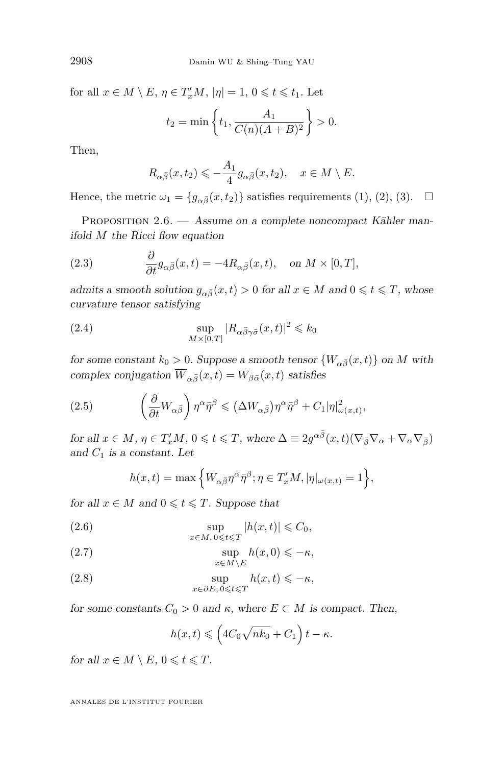for all $x \in M \setminus E$, $\eta \in T'_x M$, $|\eta| = 1$, $0 \leqslant t \leqslant t_1$. Let

$$t_2 = \min\left\{ t_1, \frac{A_1}{C(n)(A+B)^2} \right\} > 0.$$

Then,

$$R_{\alpha\bar{\beta}}(x, t_2) \leqslant -\frac{A_1}{4} g_{\alpha\bar{\beta}}(x, t_2), \quad x \in M \setminus E.$$

Hence, the metric $\omega_1 = \{g_{\alpha\bar{\beta}}(x, t_2)\}$ satisfies requirements (1), (2), (3). $\square$

Proposition 2.6. — *Assume on a complete noncompact Kähler manifold $M$ the Ricci flow equation*

$$\frac{\partial}{\partial t} g_{\alpha\bar{\beta}}(x,t) = -4 R_{\alpha\bar{\beta}}(x,t), \quad \text{on } M \times [0,T], \tag{2.3}$$

*admits a smooth solution $g_{\alpha\bar{\beta}}(x,t) > 0$ for all $x \in M$ and $0 \leqslant t \leqslant T$, whose curvature tensor satisfying*

$$\sup_{M \times [0,T]} |R_{\alpha\bar{\beta}\gamma\bar{\sigma}}(x,t)|^2 \leqslant k_0 \tag{2.4}$$

*for some constant $k_0 > 0$. Suppose a smooth tensor $\{W_{\alpha\bar{\beta}}(x,t)\}$ on $M$ with complex conjugation $\overline{W}_{\alpha\bar{\beta}}(x,t) = W_{\beta\bar{\alpha}}(x,t)$ satisfies*

$$\left(\frac{\partial}{\partial t} W_{\alpha\bar{\beta}}\right) \eta^\alpha \bar{\eta}^\beta \leqslant \left(\Delta W_{\alpha\bar{\beta}}\right) \eta^\alpha \bar{\eta}^\beta + C_1 |\eta|^2_{\omega(x,t)}, \tag{2.5}$$

*for all $x \in M$, $\eta \in T'_x M$, $0 \leqslant t \leqslant T$, where $\Delta \equiv 2 g^{\alpha\bar{\beta}}(x,t)(\nabla_{\bar{\beta}} \nabla_\alpha + \nabla_\alpha \nabla_{\bar{\beta}})$ and $C_1$ is a constant. Let*

$$h(x,t) = \max\left\{ W_{\alpha\bar{\beta}} \eta^\alpha \bar{\eta}^\beta ; \eta \in T'_x M, |\eta|_{\omega(x,t)} = 1 \right\},$$

*for all $x \in M$ and $0 \leqslant t \leqslant T$. Suppose that*

$$\sup_{x \in M,\, 0 \leqslant t \leqslant T} |h(x,t)| \leqslant C_0, \tag{2.6}$$

$$\sup_{x \in M \setminus E} h(x,0) \leqslant -\kappa, \tag{2.7}$$

$$\sup_{x \in \partial E,\, 0 \leqslant t \leqslant T} h(x,t) \leqslant -\kappa, \tag{2.8}$$

*for some constants $C_0 > 0$ and $\kappa$, where $E \subset M$ is compact. Then,*

$$h(x,t) \leqslant \left(4 C_0 \sqrt{n k_0} + C_1\right) t - \kappa.$$

*for all $x \in M \setminus E$, $0 \leqslant t \leqslant T$.*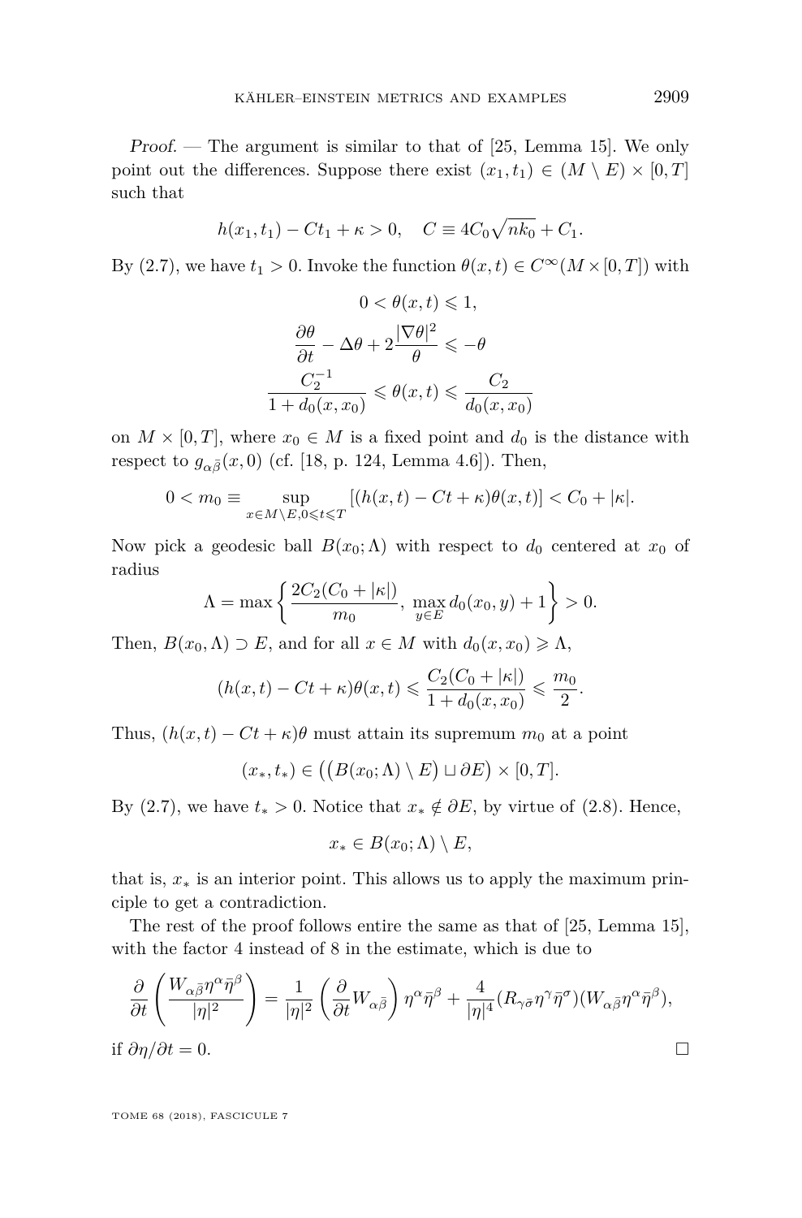*Proof.* — The argument is similar to that of [25, Lemma 15]. We only point out the differences. Suppose there exist $(x_1, t_1) \in (M \setminus E) \times [0, T]$ such that

$$h(x_1, t_1) - Ct_1 + \kappa > 0, \quad C \equiv 4C_0\sqrt{nk_0} + C_1.$$

By (2.7), we have $t_1 > 0$. Invoke the function $\theta(x,t) \in C^\infty(M \times [0,T])$ with

$$0 < \theta(x,t) \leqslant 1,$$

$$\frac{\partial \theta}{\partial t} - \Delta\theta + 2\frac{|\nabla\theta|^2}{\theta} \leqslant -\theta$$

$$\frac{C_2^{-1}}{1 + d_0(x, x_0)} \leqslant \theta(x,t) \leqslant \frac{C_2}{d_0(x, x_0)}$$

on $M \times [0,T]$, where $x_0 \in M$ is a fixed point and $d_0$ is the distance with respect to $g_{\alpha\bar{\beta}}(x, 0)$ (cf. [18, p. 124, Lemma 4.6]). Then,

$$0 < m_0 \equiv \sup_{x \in M \setminus E, 0 \leqslant t \leqslant T} [(h(x,t) - Ct + \kappa)\theta(x,t)] < C_0 + |\kappa|.$$

Now pick a geodesic ball $B(x_0; \Lambda)$ with respect to $d_0$ centered at $x_0$ of radius

$$\Lambda = \max\left\{ \frac{2C_2(C_0 + |\kappa|)}{m_0}, \ \max_{y \in E} d_0(x_0, y) + 1 \right\} > 0.$$

Then, $B(x_0, \Lambda) \supset E$, and for all $x \in M$ with $d_0(x, x_0) \geqslant \Lambda$,

$$(h(x,t) - Ct + \kappa)\theta(x,t) \leqslant \frac{C_2(C_0 + |\kappa|)}{1 + d_0(x, x_0)} \leqslant \frac{m_0}{2}.$$

Thus, $(h(x,t) - Ct + \kappa)\theta$ must attain its supremum $m_0$ at a point

$$(x_*, t_*) \in \left( \left( B(x_0; \Lambda) \setminus E \right) \sqcup \partial E \right) \times [0, T].$$

By (2.7), we have $t_* > 0$. Notice that $x_* \notin \partial E$, by virtue of (2.8). Hence,

$$x_* \in B(x_0; \Lambda) \setminus E,$$

that is, $x_*$ is an interior point. This allows us to apply the maximum principle to get a contradiction.

The rest of the proof follows entire the same as that of [25, Lemma 15], with the factor 4 instead of 8 in the estimate, which is due to

$$\frac{\partial}{\partial t}\left( \frac{W_{\alpha\bar{\beta}}\eta^\alpha\bar{\eta}^\beta}{|\eta|^2} \right) = \frac{1}{|\eta|^2}\left( \frac{\partial}{\partial t} W_{\alpha\bar{\beta}} \right)\eta^\alpha\bar{\eta}^\beta + \frac{4}{|\eta|^4}(R_{\gamma\bar{\sigma}}\eta^\gamma\bar{\eta}^\sigma)(W_{\alpha\bar{\beta}}\eta^\alpha\bar{\eta}^\beta),$$

if $\partial\eta/\partial t = 0$. $\square$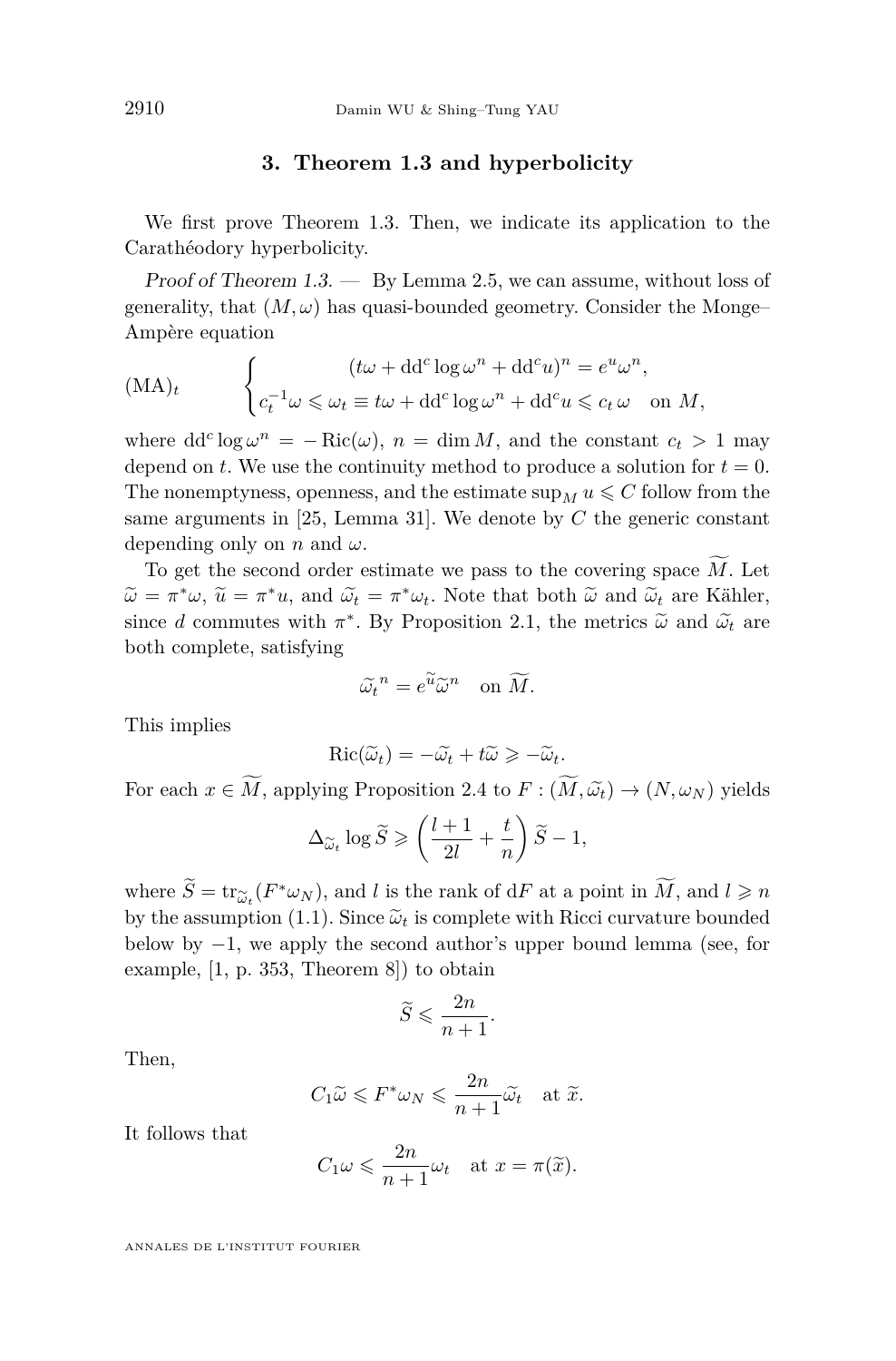## 3. Theorem 1.3 and hyperbolicity

We first prove Theorem 1.3. Then, we indicate its application to the Carathéodory hyperbolicity.

*Proof of Theorem 1.3.* — By Lemma 2.5, we can assume, without loss of generality, that $(M, \omega)$ has quasi-bounded geometry. Consider the Monge–Ampère equation

$$\text{(MA)}_t \qquad \begin{cases} (t\omega + \mathrm{dd}^c \log \omega^n + \mathrm{dd}^c u)^n = e^u \omega^n, \\ c_t^{-1}\omega \leqslant \omega_t \equiv t\omega + \mathrm{dd}^c \log \omega^n + \mathrm{dd}^c u \leqslant c_t\, \omega \quad \text{on } M, \end{cases}$$

where $\mathrm{dd}^c \log \omega^n = -\operatorname{Ric}(\omega)$, $n = \dim M$, and the constant $c_t > 1$ may depend on $t$. We use the continuity method to produce a solution for $t = 0$. The nonemptyness, openness, and the estimate $\sup_M u \leqslant C$ follow from the same arguments in [25, Lemma 31]. We denote by $C$ the generic constant depending only on $n$ and $\omega$.

To get the second order estimate we pass to the covering space $\widetilde{M}$. Let $\widetilde{\omega} = \pi^*\omega$, $\widetilde{u} = \pi^* u$, and $\widetilde{\omega}_t = \pi^*\omega_t$. Note that both $\widetilde{\omega}$ and $\widetilde{\omega}_t$ are Kähler, since $d$ commutes with $\pi^*$. By Proposition 2.1, the metrics $\widetilde{\omega}$ and $\widetilde{\omega}_t$ are both complete, satisfying

$$\widetilde{\omega}_t{}^n = e^{\widetilde{u}}\widetilde{\omega}^n \quad \text{on } \widetilde{M}.$$

This implies

$$\operatorname{Ric}(\widetilde{\omega}_t) = -\widetilde{\omega}_t + t\widetilde{\omega} \geqslant -\widetilde{\omega}_t.$$

For each $x \in \widetilde{M}$, applying Proposition 2.4 to $F : (\widetilde{M}, \widetilde{\omega}_t) \to (N, \omega_N)$ yields

$$\Delta_{\widetilde{\omega}_t} \log \widetilde{S} \geqslant \left(\frac{l+1}{2l} + \frac{t}{n}\right)\widetilde{S} - 1,$$

where $\widetilde{S} = \operatorname{tr}_{\widetilde{\omega}_t}(F^*\omega_N)$, and $l$ is the rank of $\mathrm{d}F$ at a point in $\widetilde{M}$, and $l \geqslant n$ by the assumption (1.1). Since $\widetilde{\omega}_t$ is complete with Ricci curvature bounded below by $-1$, we apply the second author's upper bound lemma (see, for example, [1, p. 353, Theorem 8]) to obtain

$$\widetilde{S} \leqslant \frac{2n}{n+1}.$$

Then,

$$C_1\widetilde{\omega} \leqslant F^*\omega_N \leqslant \frac{2n}{n+1}\widetilde{\omega}_t \quad \text{at } \widetilde{x}.$$

It follows that

$$C_1\omega \leqslant \frac{2n}{n+1}\omega_t \quad \text{at } x = \pi(\widetilde{x}).$$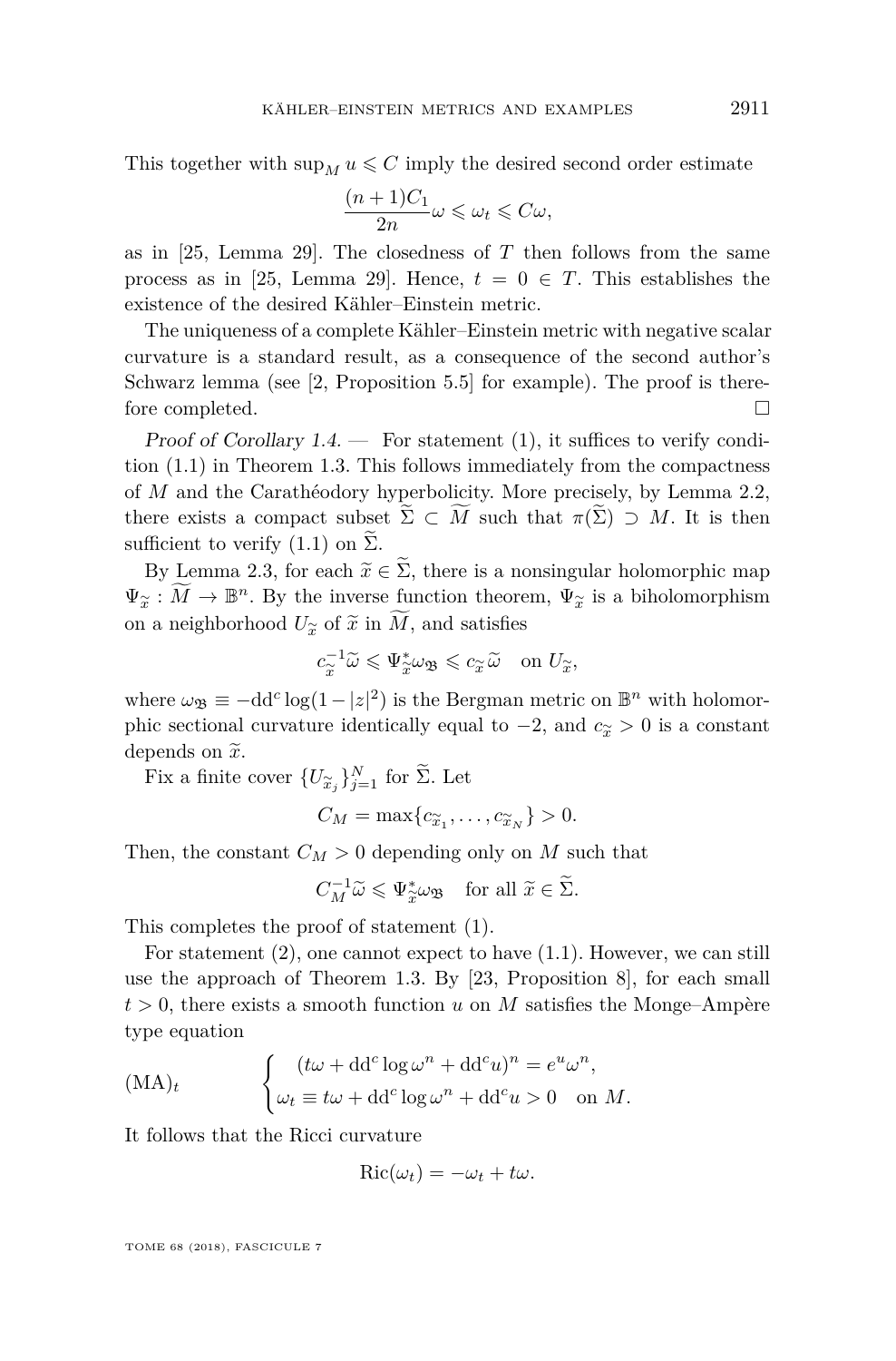This together with $\sup_M u \leqslant C$ imply the desired second order estimate

$$\frac{(n+1)C_1}{2n}\omega \leqslant \omega_t \leqslant C\omega,$$

as in [25, Lemma 29]. The closedness of $T$ then follows from the same process as in [25, Lemma 29]. Hence, $t = 0 \in T$. This establishes the existence of the desired Kähler–Einstein metric.

The uniqueness of a complete Kähler–Einstein metric with negative scalar curvature is a standard result, as a consequence of the second author's Schwarz lemma (see [2, Proposition 5.5] for example). The proof is therefore completed. $\square$

*Proof of Corollary 1.4.* — For statement (1), it suffices to verify condition (1.1) in Theorem 1.3. This follows immediately from the compactness of $M$ and the Carathéodory hyperbolicity. More precisely, by Lemma 2.2, there exists a compact subset $\widetilde{\Sigma} \subset \widetilde{M}$ such that $\pi(\widetilde{\Sigma}) \supset M$. It is then sufficient to verify (1.1) on $\widetilde{\Sigma}$.

By Lemma 2.3, for each $\widetilde{x} \in \widetilde{\Sigma}$, there is a nonsingular holomorphic map $\Psi_{\widetilde{x}} : \widetilde{M} \to \mathbb{B}^n$. By the inverse function theorem, $\Psi_{\widetilde{x}}$ is a biholomorphism on a neighborhood $U_{\widetilde{x}}$ of $\widetilde{x}$ in $\widetilde{M}$, and satisfies

$$c_{\widetilde{x}}^{-1}\widetilde{\omega} \leqslant \Psi_{\widetilde{x}}^*\omega_{\mathfrak{B}} \leqslant c_{\widetilde{x}}\widetilde{\omega} \quad \text{on } U_{\widetilde{x}},$$

where $\omega_{\mathfrak{B}} \equiv -\mathrm{dd}^c \log(1-|z|^2)$ is the Bergman metric on $\mathbb{B}^n$ with holomorphic sectional curvature identically equal to $-2$, and $c_{\widetilde{x}} > 0$ is a constant depends on $\widetilde{x}$.

Fix a finite cover $\{U_{\widetilde{x}_j}\}_{j=1}^N$ for $\widetilde{\Sigma}$. Let

$$C_M = \max\{c_{\widetilde{x}_1}, \ldots, c_{\widetilde{x}_N}\} > 0.$$

Then, the constant $C_M > 0$ depending only on $M$ such that

$$C_M^{-1}\widetilde{\omega} \leqslant \Psi_{\widetilde{x}}^*\omega_{\mathfrak{B}} \quad \text{for all } \widetilde{x} \in \widetilde{\Sigma}.$$

This completes the proof of statement (1).

For statement (2), one cannot expect to have (1.1). However, we can still use the approach of Theorem 1.3. By [23, Proposition 8], for each small $t > 0$, there exists a smooth function $u$ on $M$ satisfies the Monge–Ampère type equation

$$(\mathrm{MA})_t \qquad \begin{cases} (t\omega + \mathrm{dd}^c \log \omega^n + \mathrm{dd}^c u)^n = e^u \omega^n, \\ \omega_t \equiv t\omega + \mathrm{dd}^c \log \omega^n + \mathrm{dd}^c u > 0 \quad \text{on } M. \end{cases}$$

It follows that the Ricci curvature

$$\mathrm{Ric}(\omega_t) = -\omega_t + t\omega.$$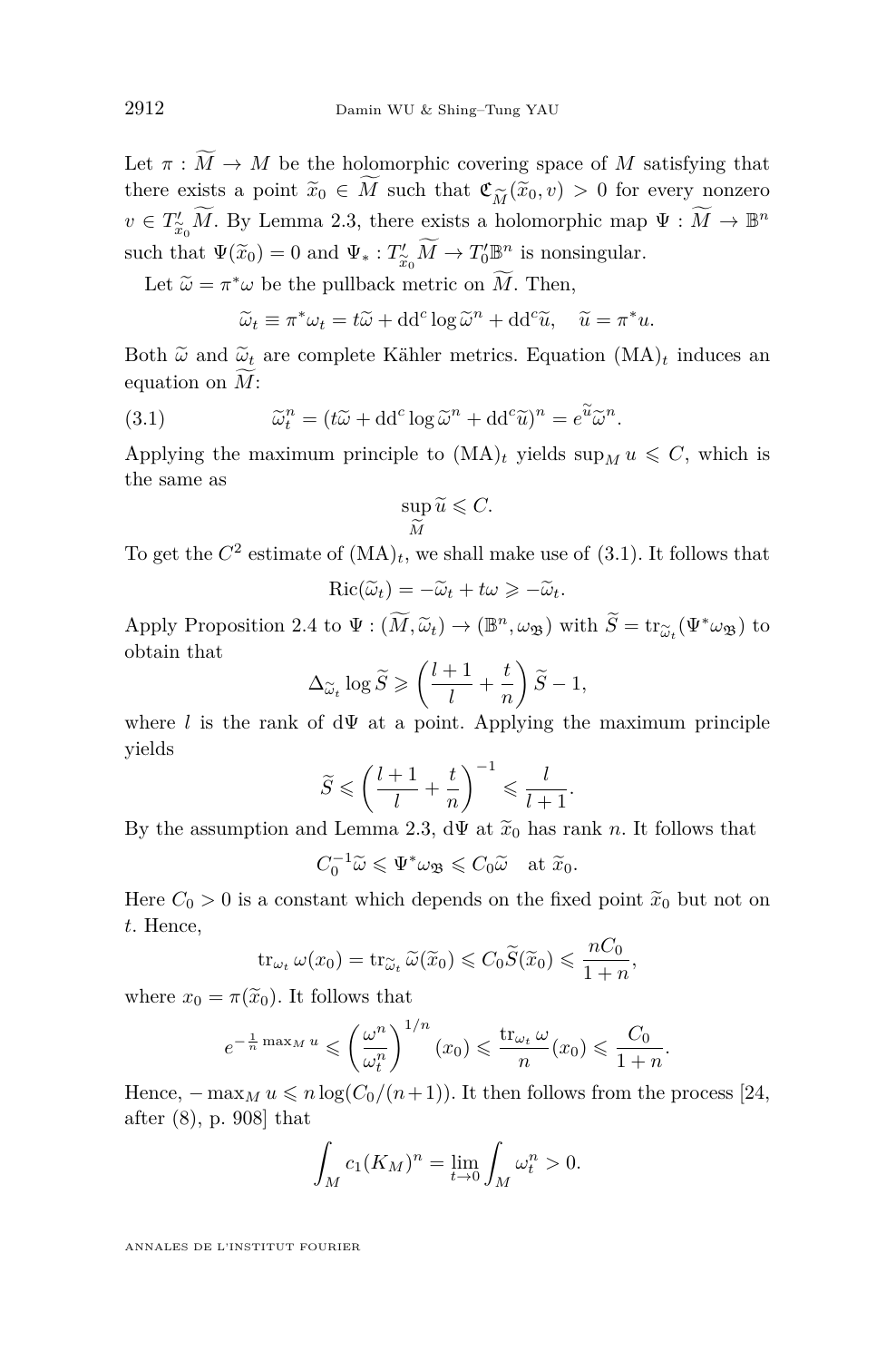Let $\pi : \widetilde{M} \to M$ be the holomorphic covering space of $M$ satisfying that there exists a point $\widetilde{x}_0 \in \widetilde{M}$ such that $\mathfrak{C}_{\widetilde{M}}(\widetilde{x}_0, v) > 0$ for every nonzero $v \in T'_{\widetilde{x}_0}\widetilde{M}$. By Lemma 2.3, there exists a holomorphic map $\Psi : \widetilde{M} \to \mathbb{B}^n$ such that $\Psi(\widetilde{x}_0) = 0$ and $\Psi_* : T'_{\widetilde{x}_0}\widetilde{M} \to T'_0\mathbb{B}^n$ is nonsingular.

Let $\widetilde{\omega} = \pi^*\omega$ be the pullback metric on $\widetilde{M}$. Then,

$$\widetilde{\omega}_t \equiv \pi^*\omega_t = t\widetilde{\omega} + \mathrm{dd}^c \log \widetilde{\omega}^n + \mathrm{dd}^c\widetilde{u}, \quad \widetilde{u} = \pi^* u.$$

Both $\widetilde{\omega}$ and $\widetilde{\omega}_t$ are complete Kähler metrics. Equation $(\mathrm{MA})_t$ induces an equation on $\widetilde{M}$:

$$\widetilde{\omega}_t^n = (t\widetilde{\omega} + \mathrm{dd}^c \log \widetilde{\omega}^n + \mathrm{dd}^c\widetilde{u})^n = e^{\widetilde{u}}\widetilde{\omega}^n. \tag{3.1}$$

Applying the maximum principle to $(\mathrm{MA})_t$ yields $\sup_M u \leqslant C$, which is the same as

$$\sup_{\widetilde{M}} \widetilde{u} \leqslant C.$$

To get the $C^2$ estimate of $(\mathrm{MA})_t$, we shall make use of (3.1). It follows that

$$\mathrm{Ric}(\widetilde{\omega}_t) = -\widetilde{\omega}_t + t\omega \geqslant -\widetilde{\omega}_t.$$

Apply Proposition 2.4 to $\Psi : (\widetilde{M}, \widetilde{\omega}_t) \to (\mathbb{B}^n, \omega_{\mathfrak{B}})$ with $\widetilde{S} = \mathrm{tr}_{\widetilde{\omega}_t}(\Psi^*\omega_{\mathfrak{B}})$ to obtain that

$$\Delta_{\widetilde{\omega}_t} \log \widetilde{S} \geqslant \left(\frac{l+1}{l} + \frac{t}{n}\right)\widetilde{S} - 1,$$

where $l$ is the rank of $\mathrm{d}\Psi$ at a point. Applying the maximum principle yields

$$\widetilde{S} \leqslant \left(\frac{l+1}{l} + \frac{t}{n}\right)^{-1} \leqslant \frac{l}{l+1}.$$

By the assumption and Lemma 2.3, $\mathrm{d}\Psi$ at $\widetilde{x}_0$ has rank $n$. It follows that

$$C_0^{-1}\widetilde{\omega} \leqslant \Psi^*\omega_{\mathfrak{B}} \leqslant C_0\widetilde{\omega} \quad \text{at } \widetilde{x}_0.$$

Here $C_0 > 0$ is a constant which depends on the fixed point $\widetilde{x}_0$ but not on $t$. Hence,

$$\mathrm{tr}_{\omega_t}\omega(x_0) = \mathrm{tr}_{\widetilde{\omega}_t}\widetilde{\omega}(\widetilde{x}_0) \leqslant C_0\widetilde{S}(\widetilde{x}_0) \leqslant \frac{nC_0}{1+n},$$

where $x_0 = \pi(\widetilde{x}_0)$. It follows that

$$e^{-\frac{1}{n}\max_M u} \leqslant \left(\frac{\omega^n}{\omega_t^n}\right)^{1/n}(x_0) \leqslant \frac{\mathrm{tr}_{\omega_t}\omega}{n}(x_0) \leqslant \frac{C_0}{1+n}.$$

Hence, $-\max_M u \leqslant n\log(C_0/(n+1))$. It then follows from the process [24, after (8), p. 908] that

$$\int_M c_1(K_M)^n = \lim_{t\to 0}\int_M \omega_t^n > 0.$$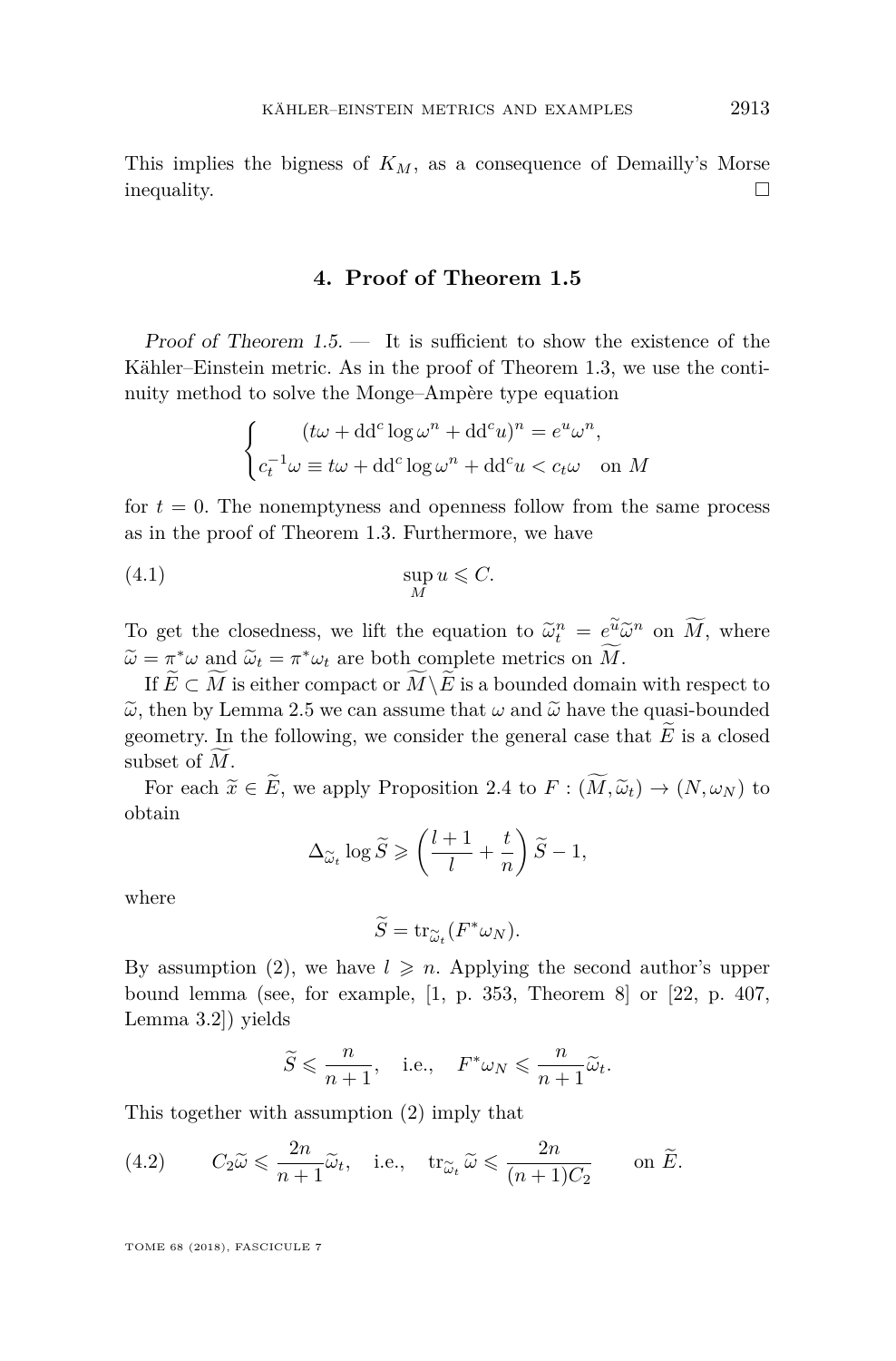This implies the bigness of $K_M$, as a consequence of Demailly's Morse inequality. □

## 4. Proof of Theorem 1.5

*Proof of Theorem 1.5.* — It is sufficient to show the existence of the Kähler–Einstein metric. As in the proof of Theorem 1.3, we use the continuity method to solve the Monge–Ampère type equation

$$\begin{cases} (t\omega + \mathrm{dd}^c \log \omega^n + \mathrm{dd}^c u)^n = e^u \omega^n, \\ c_t^{-1}\omega \equiv t\omega + \mathrm{dd}^c \log \omega^n + \mathrm{dd}^c u < c_t \omega \quad \text{on } M \end{cases}$$

for $t = 0$. The nonemptyness and openness follow from the same process as in the proof of Theorem 1.3. Furthermore, we have

$$\sup_M u \leqslant C. \tag{4.1}$$

To get the closedness, we lift the equation to $\widetilde{\omega}_t^n = e^{\widetilde{u}}\widetilde{\omega}^n$ on $\widetilde{M}$, where $\widetilde{\omega} = \pi^*\omega$ and $\widetilde{\omega}_t = \pi^*\omega_t$ are both complete metrics on $\widetilde{M}$.

If $\widetilde{E} \subset \widetilde{M}$ is either compact or $\widetilde{M} \backslash \widetilde{E}$ is a bounded domain with respect to $\widetilde{\omega}$, then by Lemma 2.5 we can assume that $\omega$ and $\widetilde{\omega}$ have the quasi-bounded geometry. In the following, we consider the general case that $\widetilde{E}$ is a closed subset of $\widetilde{M}$.

For each $\widetilde{x} \in \widetilde{E}$, we apply Proposition 2.4 to $F : (\widetilde{M}, \widetilde{\omega}_t) \to (N, \omega_N)$ to obtain

$$\Delta_{\widetilde{\omega}_t} \log \widetilde{S} \geqslant \left(\frac{l+1}{l} + \frac{t}{n}\right)\widetilde{S} - 1,$$

where

$$\widetilde{S} = \mathrm{tr}_{\widetilde{\omega}_t}(F^*\omega_N).$$

By assumption (2), we have $l \geqslant n$. Applying the second author's upper bound lemma (see, for example, [1, p. 353, Theorem 8] or [22, p. 407, Lemma 3.2]) yields

$$\widetilde{S} \leqslant \frac{n}{n+1}, \quad \text{i.e.,} \quad F^*\omega_N \leqslant \frac{n}{n+1}\widetilde{\omega}_t.$$

This together with assumption (2) imply that

$$C_2\widetilde{\omega} \leqslant \frac{2n}{n+1}\widetilde{\omega}_t, \quad \text{i.e.,} \quad \mathrm{tr}_{\widetilde{\omega}_t}\widetilde{\omega} \leqslant \frac{2n}{(n+1)C_2} \qquad \text{on } \widetilde{E}. \tag{4.2}$$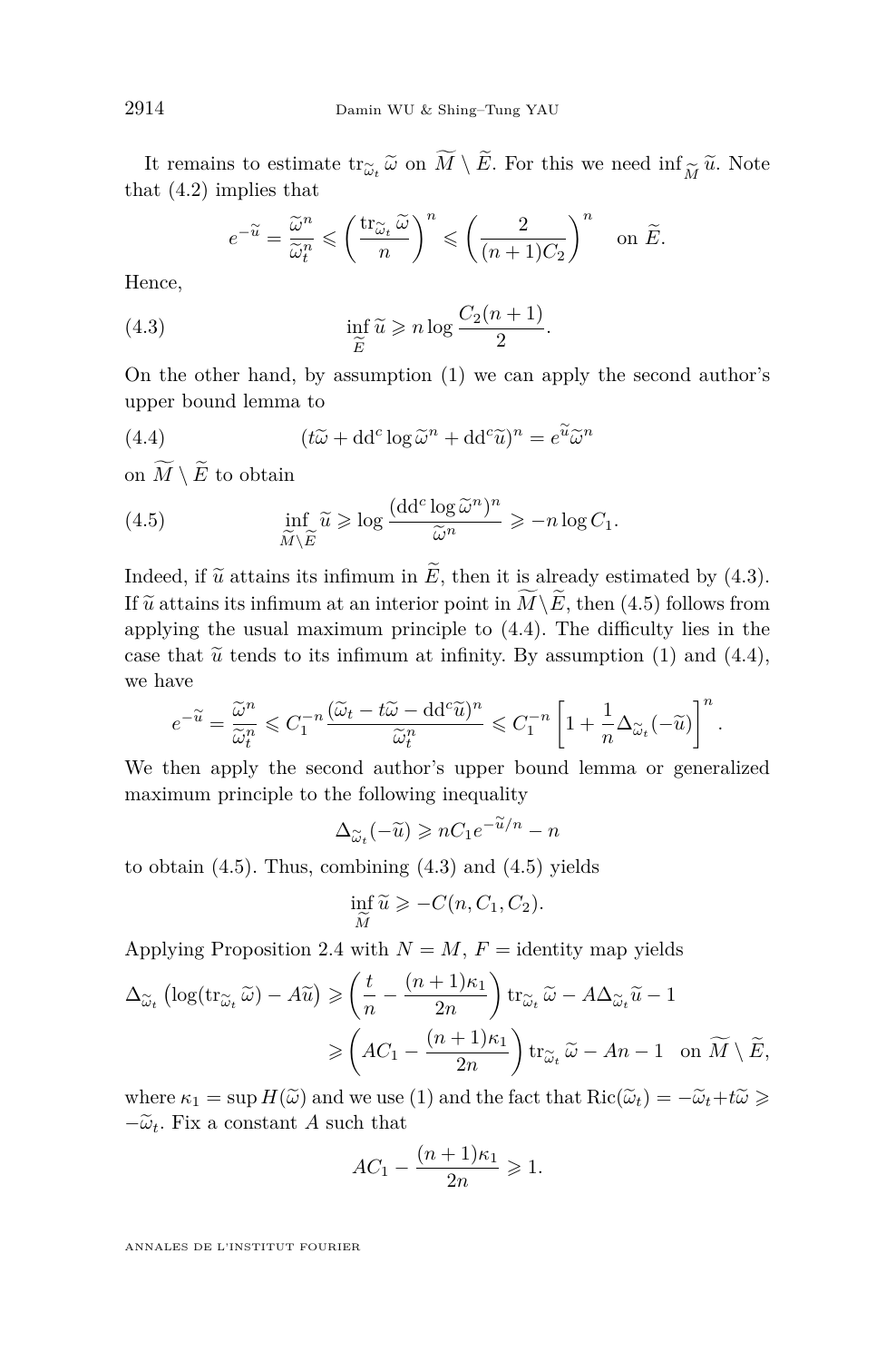It remains to estimate $\operatorname{tr}_{\widetilde{\omega}_t} \widetilde{\omega}$ on $\widetilde{M} \setminus \widetilde{E}$. For this we need $\inf_{\widetilde{M}} \widetilde{u}$. Note that (4.2) implies that

$$e^{-\widetilde{u}} = \frac{\widetilde{\omega}^n}{\widetilde{\omega}_t^n} \leqslant \left( \frac{\operatorname{tr}_{\widetilde{\omega}_t} \widetilde{\omega}}{n} \right)^n \leqslant \left( \frac{2}{(n+1)C_2} \right)^n \quad \text{on } \widetilde{E}.$$

Hence,

$$\inf_{\widetilde{E}} \widetilde{u} \geqslant n \log \frac{C_2(n+1)}{2}. \tag{4.3}$$

On the other hand, by assumption (1) we can apply the second author's upper bound lemma to

$$(t\widetilde{\omega} + \mathrm{dd}^c \log \widetilde{\omega}^n + \mathrm{dd}^c \widetilde{u})^n = e^{\widetilde{u}} \widetilde{\omega}^n \tag{4.4}$$

on $\widetilde{M} \setminus \widetilde{E}$ to obtain

$$\inf_{\widetilde{M} \setminus \widetilde{E}} \widetilde{u} \geqslant \log \frac{(\mathrm{dd}^c \log \widetilde{\omega}^n)^n}{\widetilde{\omega}^n} \geqslant -n \log C_1. \tag{4.5}$$

Indeed, if $\widetilde{u}$ attains its infimum in $\widetilde{E}$, then it is already estimated by (4.3). If $\widetilde{u}$ attains its infimum at an interior point in $\widetilde{M} \setminus \widetilde{E}$, then (4.5) follows from applying the usual maximum principle to (4.4). The difficulty lies in the case that $\widetilde{u}$ tends to its infimum at infinity. By assumption (1) and (4.4), we have

$$e^{-\widetilde{u}} = \frac{\widetilde{\omega}^n}{\widetilde{\omega}_t^n} \leqslant C_1^{-n} \frac{(\widetilde{\omega}_t - t\widetilde{\omega} - \mathrm{dd}^c \widetilde{u})^n}{\widetilde{\omega}_t^n} \leqslant C_1^{-n} \left[ 1 + \frac{1}{n} \Delta_{\widetilde{\omega}_t}(-\widetilde{u}) \right]^n.$$

We then apply the second author's upper bound lemma or generalized maximum principle to the following inequality

$$\Delta_{\widetilde{\omega}_t}(-\widetilde{u}) \geqslant n C_1 e^{-\widetilde{u}/n} - n$$

to obtain (4.5). Thus, combining (4.3) and (4.5) yields

$$\inf_{\widetilde{M}} \widetilde{u} \geqslant -C(n, C_1, C_2).$$

Applying Proposition 2.4 with $N = M$, $F =$ identity map yields

$$\begin{aligned}
\Delta_{\widetilde{\omega}_t} \left( \log(\operatorname{tr}_{\widetilde{\omega}_t} \widetilde{\omega}) - A\widetilde{u} \right) &\geqslant \left( \frac{t}{n} - \frac{(n+1)\kappa_1}{2n} \right) \operatorname{tr}_{\widetilde{\omega}_t} \widetilde{\omega} - A \Delta_{\widetilde{\omega}_t} \widetilde{u} - 1 \\
&\geqslant \left( AC_1 - \frac{(n+1)\kappa_1}{2n} \right) \operatorname{tr}_{\widetilde{\omega}_t} \widetilde{\omega} - An - 1 \quad \text{on } \widetilde{M} \setminus \widetilde{E},
\end{aligned}$$

where $\kappa_1 = \sup H(\widetilde{\omega})$ and we use (1) and the fact that $\operatorname{Ric}(\widetilde{\omega}_t) = -\widetilde{\omega}_t + t\widetilde{\omega} \geqslant -\widetilde{\omega}_t$. Fix a constant $A$ such that

$$AC_1 - \frac{(n+1)\kappa_1}{2n} \geqslant 1.$$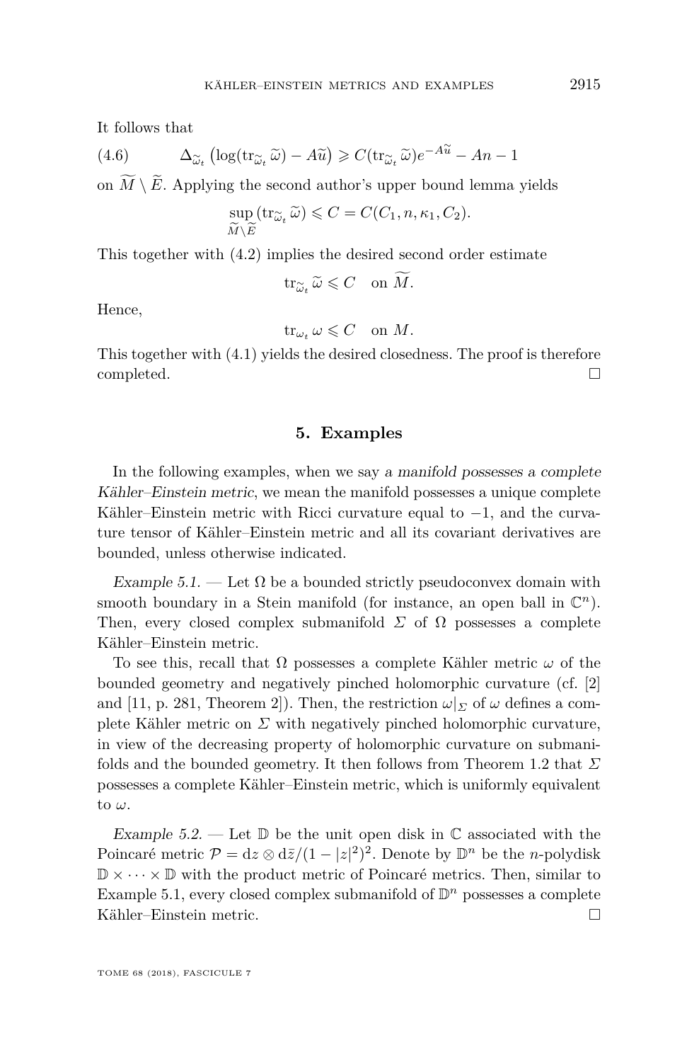It follows that

$$\Delta_{\widetilde{\omega}_t}\left(\log(\mathrm{tr}_{\widetilde{\omega}_t}\widetilde{\omega}) - A\widetilde{u}\right) \geqslant C(\mathrm{tr}_{\widetilde{\omega}_t}\widetilde{\omega})e^{-A\widetilde{u}} - An - 1 \tag{4.6}$$

on $\widetilde{M} \setminus \widetilde{E}$. Applying the second author's upper bound lemma yields

$$\sup_{\widetilde{M}\setminus\widetilde{E}}(\mathrm{tr}_{\widetilde{\omega}_t}\widetilde{\omega}) \leqslant C = C(C_1, n, \kappa_1, C_2).$$

This together with (4.2) implies the desired second order estimate

$$\mathrm{tr}_{\widetilde{\omega}_t}\widetilde{\omega} \leqslant C \quad \text{on } \widetilde{M}.$$

Hence,

$$\mathrm{tr}_{\omega_t}\omega \leqslant C \quad \text{on } M.$$

This together with (4.1) yields the desired closedness. The proof is therefore completed. □

## 5. Examples

In the following examples, when we say *a manifold possesses a complete Kähler–Einstein metric*, we mean the manifold possesses a unique complete Kähler–Einstein metric with Ricci curvature equal to $-1$, and the curvature tensor of Kähler–Einstein metric and all its covariant derivatives are bounded, unless otherwise indicated.

*Example 5.1.* — Let $\Omega$ be a bounded strictly pseudoconvex domain with smooth boundary in a Stein manifold (for instance, an open ball in $\mathbb{C}^n$). Then, every closed complex submanifold $\Sigma$ of $\Omega$ possesses a complete Kähler–Einstein metric.

To see this, recall that $\Omega$ possesses a complete Kähler metric $\omega$ of the bounded geometry and negatively pinched holomorphic curvature (cf. [2] and [11, p. 281, Theorem 2]). Then, the restriction $\omega|_\Sigma$ of $\omega$ defines a complete Kähler metric on $\Sigma$ with negatively pinched holomorphic curvature, in view of the decreasing property of holomorphic curvature on submanifolds and the bounded geometry. It then follows from Theorem 1.2 that $\Sigma$ possesses a complete Kähler–Einstein metric, which is uniformly equivalent to $\omega$.

*Example 5.2.* — Let $\mathbb{D}$ be the unit open disk in $\mathbb{C}$ associated with the Poincaré metric $\mathcal{P} = \mathrm{d}z \otimes \mathrm{d}\bar{z}/(1-|z|^2)^2$. Denote by $\mathbb{D}^n$ be the $n$-polydisk $\mathbb{D} \times \cdots \times \mathbb{D}$ with the product metric of Poincaré metrics. Then, similar to Example 5.1, every closed complex submanifold of $\mathbb{D}^n$ possesses a complete Kähler–Einstein metric. □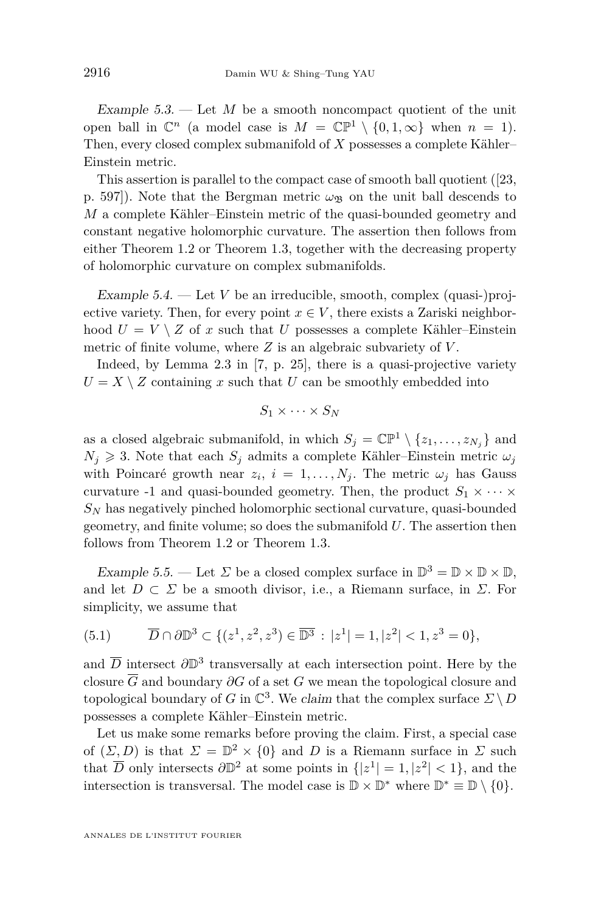*Example 5.3.* — Let $M$ be a smooth noncompact quotient of the unit open ball in $\mathbb{C}^n$ (a model case is $M = \mathbb{CP}^1 \setminus \{0, 1, \infty\}$ when $n = 1$). Then, every closed complex submanifold of $X$ possesses a complete Kähler–Einstein metric.

This assertion is parallel to the compact case of smooth ball quotient ([23, p. 597]). Note that the Bergman metric $\omega_{\mathfrak{B}}$ on the unit ball descends to $M$ a complete Kähler–Einstein metric of the quasi-bounded geometry and constant negative holomorphic curvature. The assertion then follows from either Theorem 1.2 or Theorem 1.3, together with the decreasing property of holomorphic curvature on complex submanifolds.

*Example 5.4.* — Let $V$ be an irreducible, smooth, complex (quasi-)projective variety. Then, for every point $x \in V$, there exists a Zariski neighborhood $U = V \setminus Z$ of $x$ such that $U$ possesses a complete Kähler–Einstein metric of finite volume, where $Z$ is an algebraic subvariety of $V$.

Indeed, by Lemma 2.3 in [7, p. 25], there is a quasi-projective variety $U = X \setminus Z$ containing $x$ such that $U$ can be smoothly embedded into

$$S_1 \times \cdots \times S_N$$

as a closed algebraic submanifold, in which $S_j = \mathbb{CP}^1 \setminus \{z_1, \ldots, z_{N_j}\}$ and $N_j \geqslant 3$. Note that each $S_j$ admits a complete Kähler–Einstein metric $\omega_j$ with Poincaré growth near $z_i$, $i = 1, \ldots, N_j$. The metric $\omega_j$ has Gauss curvature -1 and quasi-bounded geometry. Then, the product $S_1 \times \cdots \times S_N$ has negatively pinched holomorphic sectional curvature, quasi-bounded geometry, and finite volume; so does the submanifold $U$. The assertion then follows from Theorem 1.2 or Theorem 1.3.

*Example 5.5.* — Let $\Sigma$ be a closed complex surface in $\mathbb{D}^3 = \mathbb{D} \times \mathbb{D} \times \mathbb{D}$, and let $D \subset \Sigma$ be a smooth divisor, i.e., a Riemann surface, in $\Sigma$. For simplicity, we assume that

$$\overline{D} \cap \partial\mathbb{D}^3 \subset \{(z^1, z^2, z^3) \in \overline{\mathbb{D}^3} : |z^1| = 1, |z^2| < 1, z^3 = 0\}, \tag{5.1}$$

and $\overline{D}$ intersect $\partial\mathbb{D}^3$ transversally at each intersection point. Here by the closure $\overline{G}$ and boundary $\partial G$ of a set $G$ we mean the topological closure and topological boundary of $G$ in $\mathbb{C}^3$. We *claim* that the complex surface $\Sigma \setminus D$ possesses a complete Kähler–Einstein metric.

Let us make some remarks before proving the claim. First, a special case of $(\Sigma, D)$ is that $\Sigma = \mathbb{D}^2 \times \{0\}$ and $D$ is a Riemann surface in $\Sigma$ such that $\overline{D}$ only intersects $\partial\mathbb{D}^2$ at some points in $\{|z^1| = 1, |z^2| < 1\}$, and the intersection is transversal. The model case is $\mathbb{D} \times \mathbb{D}^*$ where $\mathbb{D}^* \equiv \mathbb{D} \setminus \{0\}$.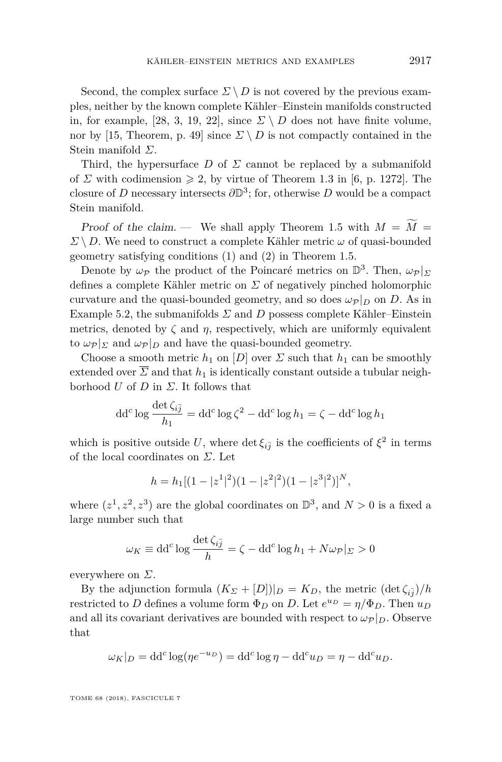Second, the complex surface $\Sigma \setminus D$ is not covered by the previous examples, neither by the known complete Kähler–Einstein manifolds constructed in, for example, [28, 3, 19, 22], since $\Sigma \setminus D$ does not have finite volume, nor by [15, Theorem, p. 49] since $\Sigma \setminus D$ is not compactly contained in the Stein manifold $\Sigma$.

Third, the hypersurface $D$ of $\Sigma$ cannot be replaced by a submanifold of $\Sigma$ with codimension $\geqslant 2$, by virtue of Theorem 1.3 in [6, p. 1272]. The closure of $D$ necessary intersects $\partial\mathbb{D}^3$; for, otherwise $D$ would be a compact Stein manifold.

*Proof of the claim.* — We shall apply Theorem 1.5 with $M = \widetilde{M} = \Sigma \setminus D$. We need to construct a complete Kähler metric $\omega$ of quasi-bounded geometry satisfying conditions (1) and (2) in Theorem 1.5.

Denote by $\omega_{\mathcal{P}}$ the product of the Poincaré metrics on $\mathbb{D}^3$. Then, $\omega_{\mathcal{P}}|_\Sigma$ defines a complete Kähler metric on $\Sigma$ of negatively pinched holomorphic curvature and the quasi-bounded geometry, and so does $\omega_{\mathcal{P}}|_D$ on $D$. As in Example 5.2, the submanifolds $\Sigma$ and $D$ possess complete Kähler–Einstein metrics, denoted by $\zeta$ and $\eta$, respectively, which are uniformly equivalent to $\omega_{\mathcal{P}}|_\Sigma$ and $\omega_{\mathcal{P}}|_D$ and have the quasi-bounded geometry.

Choose a smooth metric $h_1$ on $[D]$ over $\Sigma$ such that $h_1$ can be smoothly extended over $\overline{\Sigma}$ and that $h_1$ is identically constant outside a tubular neighborhood $U$ of $D$ in $\Sigma$. It follows that

$$\mathrm{dd}^c \log \frac{\det \zeta_{i\bar{j}}}{h_1} = \mathrm{dd}^c \log \zeta^2 - \mathrm{dd}^c \log h_1 = \zeta - \mathrm{dd}^c \log h_1$$

which is positive outside $U$, where $\det \xi_{i\bar{j}}$ is the coefficients of $\xi^2$ in terms of the local coordinates on $\Sigma$. Let

$$h = h_1[(1-|z^1|^2)(1-|z^2|^2)(1-|z^3|^2)]^N,$$

where $(z^1, z^2, z^3)$ are the global coordinates on $\mathbb{D}^3$, and $N > 0$ is a fixed a large number such that

$$\omega_K \equiv \mathrm{dd}^c \log \frac{\det \zeta_{i\bar{j}}}{h} = \zeta - \mathrm{dd}^c \log h_1 + N\omega_{\mathcal{P}}|_\Sigma > 0$$

everywhere on $\Sigma$.

By the adjunction formula $(K_\Sigma + [D])|_D = K_D$, the metric $(\det \zeta_{i\bar{j}})/h$ restricted to $D$ defines a volume form $\Phi_D$ on $D$. Let $e^{u_D} = \eta/\Phi_D$. Then $u_D$ and all its covariant derivatives are bounded with respect to $\omega_{\mathcal{P}}|_D$. Observe that

$$\omega_K|_D = \mathrm{dd}^c \log(\eta e^{-u_D}) = \mathrm{dd}^c \log \eta - \mathrm{dd}^c u_D = \eta - \mathrm{dd}^c u_D.$$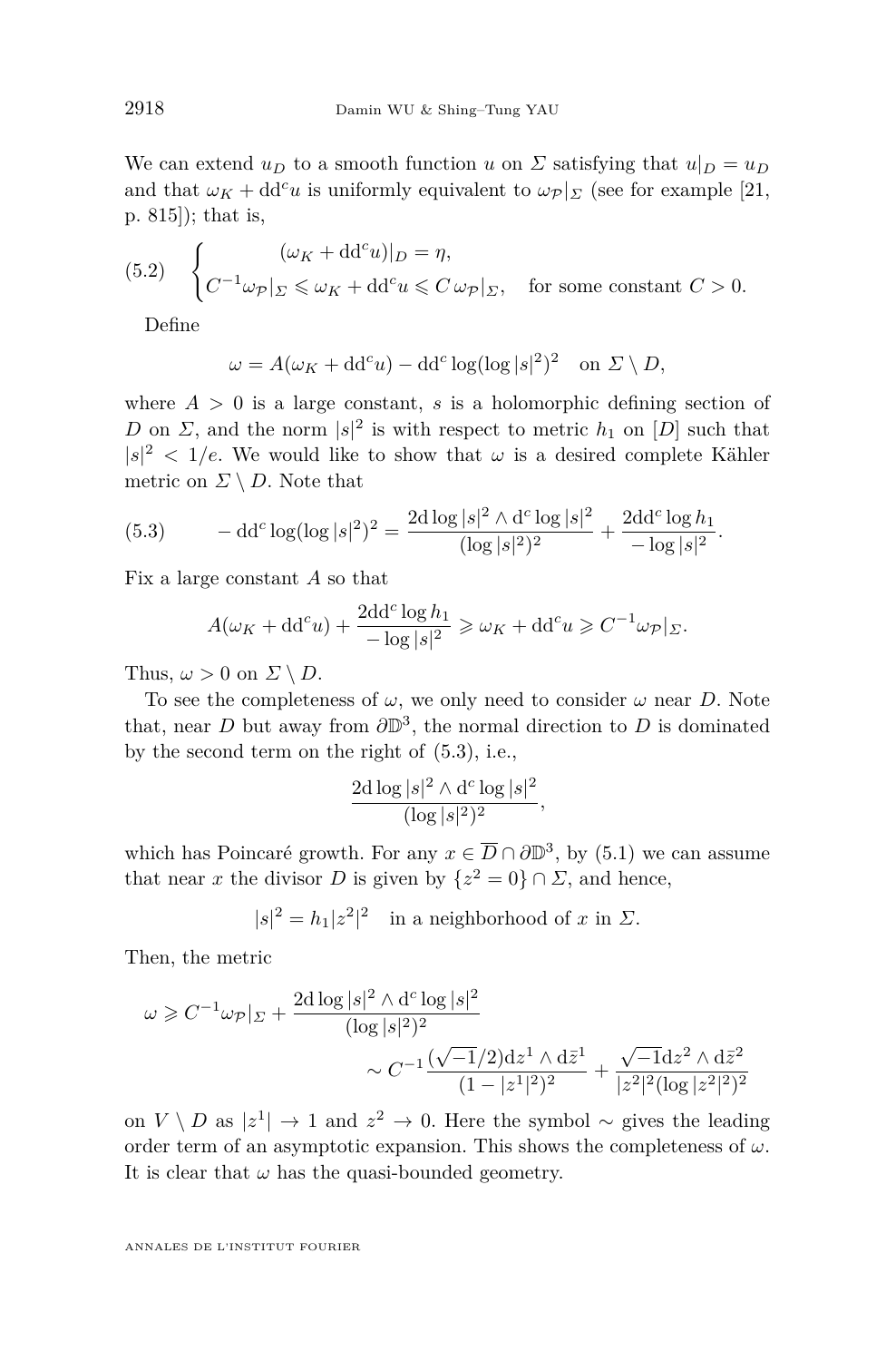We can extend $u_D$ to a smooth function $u$ on $\Sigma$ satisfying that $u|_D = u_D$ and that $\omega_K + \mathrm{dd}^c u$ is uniformly equivalent to $\omega_{\mathcal{P}}|_\Sigma$ (see for example [21, p. 815]); that is,

$$
\text{(5.2)} \qquad \begin{cases} (\omega_K + \mathrm{dd}^c u)|_D = \eta, \\ C^{-1}\omega_{\mathcal{P}}|_\Sigma \leqslant \omega_K + \mathrm{dd}^c u \leqslant C\,\omega_{\mathcal{P}}|_\Sigma, \quad \text{for some constant } C > 0. \end{cases}
$$

Define

$$
\omega = A(\omega_K + \mathrm{dd}^c u) - \mathrm{dd}^c \log(\log |s|^2)^2 \quad \text{on } \Sigma \setminus D,
$$

where $A > 0$ is a large constant, $s$ is a holomorphic defining section of $D$ on $\Sigma$, and the norm $|s|^2$ is with respect to metric $h_1$ on $[D]$ such that $|s|^2 < 1/e$. We would like to show that $\omega$ is a desired complete Kähler metric on $\Sigma \setminus D$. Note that

$$
\text{(5.3)} \qquad -\mathrm{dd}^c \log(\log |s|^2)^2 = \frac{2\mathrm{d}\log|s|^2 \wedge \mathrm{d}^c \log|s|^2}{(\log|s|^2)^2} + \frac{2\mathrm{dd}^c \log h_1}{-\log|s|^2}.
$$

Fix a large constant $A$ so that

$$
A(\omega_K + \mathrm{dd}^c u) + \frac{2\mathrm{dd}^c \log h_1}{-\log|s|^2} \geqslant \omega_K + \mathrm{dd}^c u \geqslant C^{-1}\omega_{\mathcal{P}}|_\Sigma.
$$

Thus, $\omega > 0$ on $\Sigma \setminus D$.

To see the completeness of $\omega$, we only need to consider $\omega$ near $D$. Note that, near $D$ but away from $\partial\mathbb{D}^3$, the normal direction to $D$ is dominated by the second term on the right of (5.3), i.e.,

$$
\frac{2\mathrm{d}\log|s|^2 \wedge \mathrm{d}^c \log|s|^2}{(\log|s|^2)^2},
$$

which has Poincaré growth. For any $x \in \overline{D} \cap \partial\mathbb{D}^3$, by (5.1) we can assume that near $x$ the divisor $D$ is given by $\{z^2 = 0\} \cap \Sigma$, and hence,

$$
|s|^2 = h_1 |z^2|^2 \quad \text{in a neighborhood of } x \text{ in } \Sigma.
$$

Then, the metric

$$
\begin{aligned}
\omega \geqslant C^{-1}\omega_{\mathcal{P}}|_\Sigma &+ \frac{2\mathrm{d}\log|s|^2 \wedge \mathrm{d}^c \log|s|^2}{(\log|s|^2)^2} \\
&\sim C^{-1}\frac{(\sqrt{-1}/2)\mathrm{d}z^1 \wedge \mathrm{d}\bar{z}^1}{(1-|z^1|^2)^2} + \frac{\sqrt{-1}\mathrm{d}z^2 \wedge \mathrm{d}\bar{z}^2}{|z^2|^2(\log|z^2|^2)^2}
\end{aligned}
$$

on $V \setminus D$ as $|z^1| \to 1$ and $z^2 \to 0$. Here the symbol $\sim$ gives the leading order term of an asymptotic expansion. This shows the completeness of $\omega$. It is clear that $\omega$ has the quasi-bounded geometry.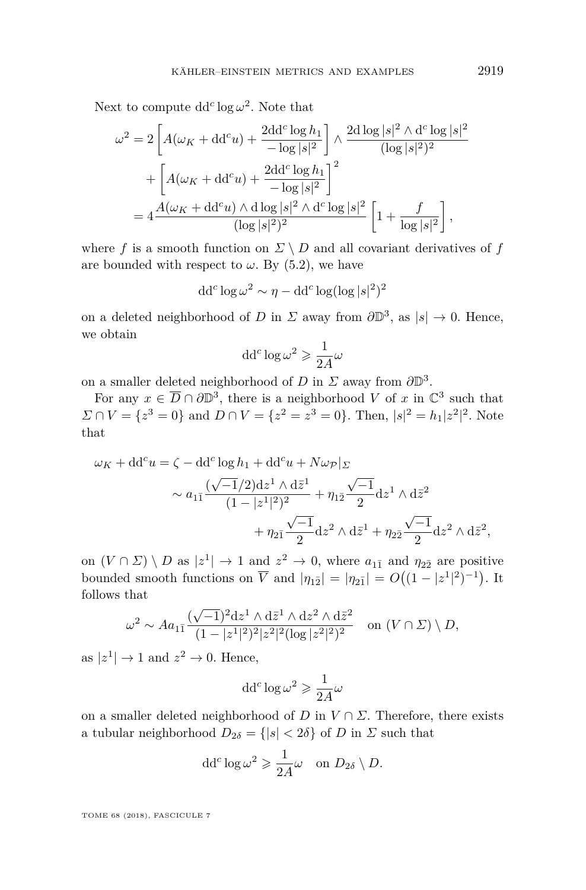Next to compute $\mathrm{dd}^c \log \omega^2$. Note that

$$
\begin{aligned}
\omega^2 &= 2\left[A(\omega_K + \mathrm{dd}^c u) + \frac{2\mathrm{dd}^c \log h_1}{-\log |s|^2}\right] \wedge \frac{2\mathrm{d}\log |s|^2 \wedge \mathrm{d}^c \log |s|^2}{(\log |s|^2)^2} \\
&\quad + \left[A(\omega_K + \mathrm{dd}^c u) + \frac{2\mathrm{dd}^c \log h_1}{-\log |s|^2}\right]^2 \\
&= 4\frac{A(\omega_K + \mathrm{dd}^c u) \wedge \mathrm{d}\log |s|^2 \wedge \mathrm{d}^c \log |s|^2}{(\log |s|^2)^2}\left[1 + \frac{f}{\log |s|^2}\right],
\end{aligned}
$$

where $f$ is a smooth function on $\Sigma \setminus D$ and all covariant derivatives of $f$ are bounded with respect to $\omega$. By (5.2), we have

$$
\mathrm{dd}^c \log \omega^2 \sim \eta - \mathrm{dd}^c \log(\log |s|^2)^2
$$

on a deleted neighborhood of $D$ in $\Sigma$ away from $\partial\mathbb{D}^3$, as $|s| \to 0$. Hence, we obtain

$$
\mathrm{dd}^c \log \omega^2 \geqslant \frac{1}{2A}\omega
$$

on a smaller deleted neighborhood of $D$ in $\Sigma$ away from $\partial\mathbb{D}^3$.

For any $x \in \overline{D} \cap \partial\mathbb{D}^3$, there is a neighborhood $V$ of $x$ in $\mathbb{C}^3$ such that $\Sigma \cap V = \{z^3 = 0\}$ and $D \cap V = \{z^2 = z^3 = 0\}$. Then, $|s|^2 = h_1|z^2|^2$. Note that

$$
\begin{aligned}
\omega_K + \mathrm{dd}^c u &= \zeta - \mathrm{dd}^c \log h_1 + \mathrm{dd}^c u + N\omega_{\mathcal{P}}|_\Sigma \\
&\sim a_{1\bar{1}}\frac{(\sqrt{-1}/2)\mathrm{d}z^1 \wedge \mathrm{d}\bar{z}^1}{(1-|z^1|^2)^2} + \eta_{1\bar{2}}\frac{\sqrt{-1}}{2}\mathrm{d}z^1 \wedge \mathrm{d}\bar{z}^2 \\
&\qquad + \eta_{2\bar{1}}\frac{\sqrt{-1}}{2}\mathrm{d}z^2 \wedge \mathrm{d}\bar{z}^1 + \eta_{2\bar{2}}\frac{\sqrt{-1}}{2}\mathrm{d}z^2 \wedge \mathrm{d}\bar{z}^2,
\end{aligned}
$$

on $(V \cap \Sigma) \setminus D$ as $|z^1| \to 1$ and $z^2 \to 0$, where $a_{1\bar{1}}$ and $\eta_{2\bar{2}}$ are positive bounded smooth functions on $\overline{V}$ and $|\eta_{1\bar{2}}| = |\eta_{2\bar{1}}| = O\big((1-|z^1|^2)^{-1}\big)$. It follows that

$$
\omega^2 \sim Aa_{1\bar{1}}\frac{(\sqrt{-1})^2\mathrm{d}z^1 \wedge \mathrm{d}\bar{z}^1 \wedge \mathrm{d}z^2 \wedge \mathrm{d}\bar{z}^2}{(1-|z^1|^2)^2|z^2|^2(\log |z^2|^2)^2} \quad \text{on } (V \cap \Sigma) \setminus D,
$$

as $|z^1| \to 1$ and $z^2 \to 0$. Hence,

$$
\mathrm{dd}^c \log \omega^2 \geqslant \frac{1}{2A}\omega
$$

on a smaller deleted neighborhood of $D$ in $V \cap \Sigma$. Therefore, there exists a tubular neighborhood $D_{2\delta} = \{|s| < 2\delta\}$ of $D$ in $\Sigma$ such that

$$
\mathrm{dd}^c \log \omega^2 \geqslant \frac{1}{2A}\omega \quad \text{on } D_{2\delta} \setminus D.
$$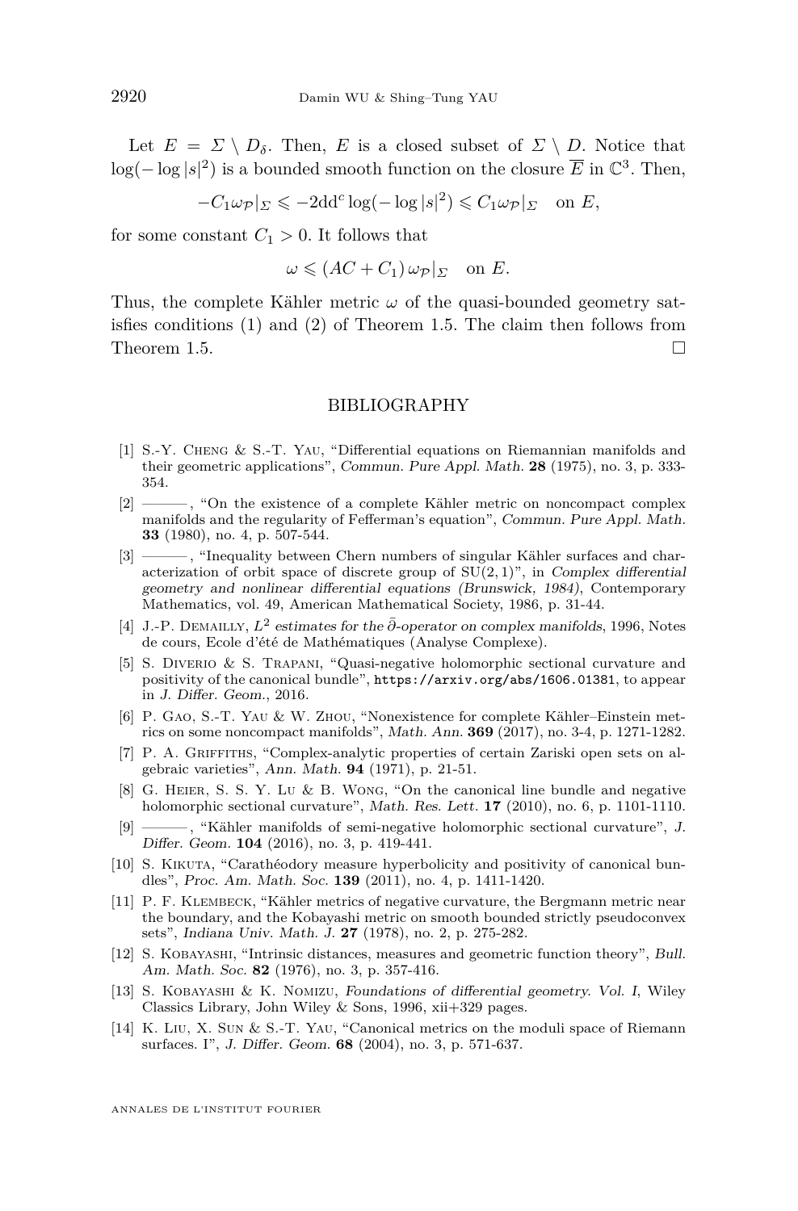Let $E = \Sigma \setminus D_\delta$. Then, $E$ is a closed subset of $\Sigma \setminus D$. Notice that $\log(-\log|s|^2)$ is a bounded smooth function on the closure $\overline{E}$ in $\mathbb{C}^3$. Then,

$$-C_1\omega_{\mathcal{P}}|_\Sigma \leqslant -2\mathrm{dd}^c\log(-\log|s|^2) \leqslant C_1\omega_{\mathcal{P}}|_\Sigma \quad \text{on } E,$$

for some constant $C_1 > 0$. It follows that

$$\omega \leqslant (AC + C_1)\,\omega_{\mathcal{P}}|_\Sigma \quad \text{on } E.$$

Thus, the complete Kähler metric $\omega$ of the quasi-bounded geometry satisfies conditions (1) and (2) of Theorem 1.5. The claim then follows from Theorem 1.5. □

## BIBLIOGRAPHY

[1] S.-Y. Cheng & S.-T. Yau, "Differential equations on Riemannian manifolds and their geometric applications", *Commun. Pure Appl. Math.* **28** (1975), no. 3, p. 333-354.

[2] ———, "On the existence of a complete Kähler metric on noncompact complex manifolds and the regularity of Fefferman's equation", *Commun. Pure Appl. Math.* **33** (1980), no. 4, p. 507-544.

[3] ———, "Inequality between Chern numbers of singular Kähler surfaces and characterization of orbit space of discrete group of $\mathrm{SU}(2,1)$", in *Complex differential geometry and nonlinear differential equations (Brunswick, 1984)*, Contemporary Mathematics, vol. 49, American Mathematical Society, 1986, p. 31-44.

[4] J.-P. Demailly, *$L^2$ estimates for the $\bar\partial$-operator on complex manifolds*, 1996, Notes de cours, Ecole d'été de Mathématiques (Analyse Complexe).

[5] S. Diverio & S. Trapani, "Quasi-negative holomorphic sectional curvature and positivity of the canonical bundle", https://arxiv.org/abs/1606.01381, to appear in *J. Differ. Geom.*, 2016.

[6] P. Gao, S.-T. Yau & W. Zhou, "Nonexistence for complete Kähler–Einstein metrics on some noncompact manifolds", *Math. Ann.* **369** (2017), no. 3-4, p. 1271-1282.

[7] P. A. Griffiths, "Complex-analytic properties of certain Zariski open sets on algebraic varieties", *Ann. Math.* **94** (1971), p. 21-51.

[8] G. Heier, S. S. Y. Lu & B. Wong, "On the canonical line bundle and negative holomorphic sectional curvature", *Math. Res. Lett.* **17** (2010), no. 6, p. 1101-1110.

[9] ———, "Kähler manifolds of semi-negative holomorphic sectional curvature", *J. Differ. Geom.* **104** (2016), no. 3, p. 419-441.

[10] S. Kikuta, "Carathéodory measure hyperbolicity and positivity of canonical bundles", *Proc. Am. Math. Soc.* **139** (2011), no. 4, p. 1411-1420.

[11] P. F. Klembeck, "Kähler metrics of negative curvature, the Bergmann metric near the boundary, and the Kobayashi metric on smooth bounded strictly pseudoconvex sets", *Indiana Univ. Math. J.* **27** (1978), no. 2, p. 275-282.

[12] S. Kobayashi, "Intrinsic distances, measures and geometric function theory", *Bull. Am. Math. Soc.* **82** (1976), no. 3, p. 357-416.

[13] S. Kobayashi & K. Nomizu, *Foundations of differential geometry. Vol. I*, Wiley Classics Library, John Wiley & Sons, 1996, xii+329 pages.

[14] K. Liu, X. Sun & S.-T. Yau, "Canonical metrics on the moduli space of Riemann surfaces. I", *J. Differ. Geom.* **68** (2004), no. 3, p. 571-637.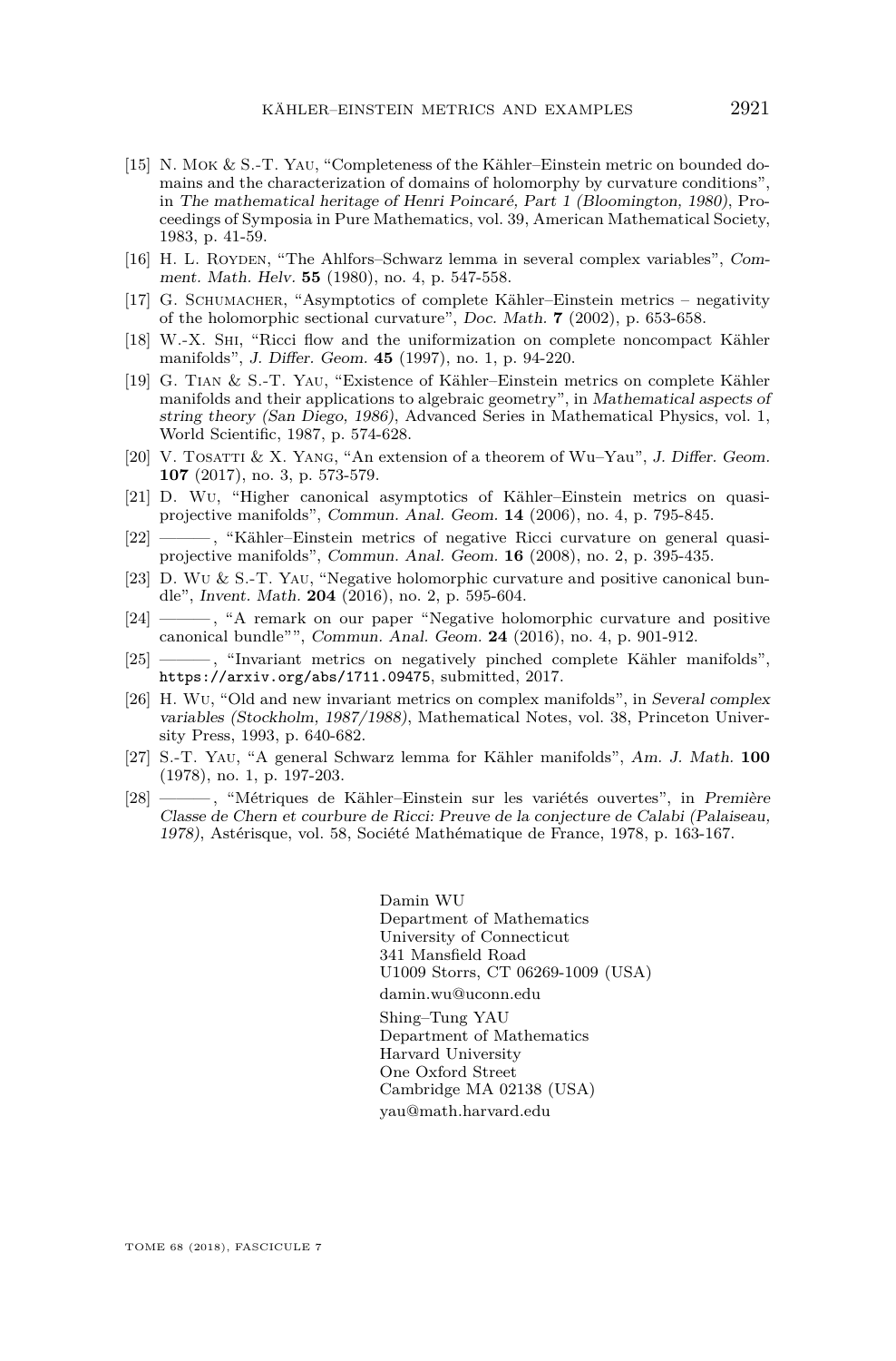[15] N. Mok & S.-T. Yau, "Completeness of the Kähler–Einstein metric on bounded domains and the characterization of domains of holomorphy by curvature conditions", in *The mathematical heritage of Henri Poincaré, Part 1 (Bloomington, 1980)*, Proceedings of Symposia in Pure Mathematics, vol. 39, American Mathematical Society, 1983, p. 41-59.

[16] H. L. Royden, "The Ahlfors–Schwarz lemma in several complex variables", *Comment. Math. Helv.* **55** (1980), no. 4, p. 547-558.

[17] G. Schumacher, "Asymptotics of complete Kähler–Einstein metrics – negativity of the holomorphic sectional curvature", *Doc. Math.* **7** (2002), p. 653-658.

[18] W.-X. Shi, "Ricci flow and the uniformization on complete noncompact Kähler manifolds", *J. Differ. Geom.* **45** (1997), no. 1, p. 94-220.

[19] G. Tian & S.-T. Yau, "Existence of Kähler–Einstein metrics on complete Kähler manifolds and their applications to algebraic geometry", in *Mathematical aspects of string theory (San Diego, 1986)*, Advanced Series in Mathematical Physics, vol. 1, World Scientific, 1987, p. 574-628.

[20] V. Tosatti & X. Yang, "An extension of a theorem of Wu–Yau", *J. Differ. Geom.* **107** (2017), no. 3, p. 573-579.

[21] D. Wu, "Higher canonical asymptotics of Kähler–Einstein metrics on quasi-projective manifolds", *Commun. Anal. Geom.* **14** (2006), no. 4, p. 795-845.

[22] ———, "Kähler–Einstein metrics of negative Ricci curvature on general quasi-projective manifolds", *Commun. Anal. Geom.* **16** (2008), no. 2, p. 395-435.

[23] D. Wu & S.-T. Yau, "Negative holomorphic curvature and positive canonical bundle", *Invent. Math.* **204** (2016), no. 2, p. 595-604.

[24] ———, "A remark on our paper "Negative holomorphic curvature and positive canonical bundle"", *Commun. Anal. Geom.* **24** (2016), no. 4, p. 901-912.

[25] ———, "Invariant metrics on negatively pinched complete Kähler manifolds", `https://arxiv.org/abs/1711.09475`, submitted, 2017.

[26] H. Wu, "Old and new invariant metrics on complex manifolds", in *Several complex variables (Stockholm, 1987/1988)*, Mathematical Notes, vol. 38, Princeton University Press, 1993, p. 640-682.

[27] S.-T. Yau, "A general Schwarz lemma for Kähler manifolds", *Am. J. Math.* **100** (1978), no. 1, p. 197-203.

[28] ———, "Métriques de Kähler–Einstein sur les variétés ouvertes", in *Première Classe de Chern et courbure de Ricci: Preuve de la conjecture de Calabi (Palaiseau, 1978)*, Astérisque, vol. 58, Société Mathématique de France, 1978, p. 163-167.

Damin WU
Department of Mathematics
University of Connecticut
341 Mansfield Road
U1009 Storrs, CT 06269-1009 (USA)
damin.wu@uconn.edu

Shing–Tung YAU
Department of Mathematics
Harvard University
One Oxford Street
Cambridge MA 02138 (USA)
yau@math.harvard.edu